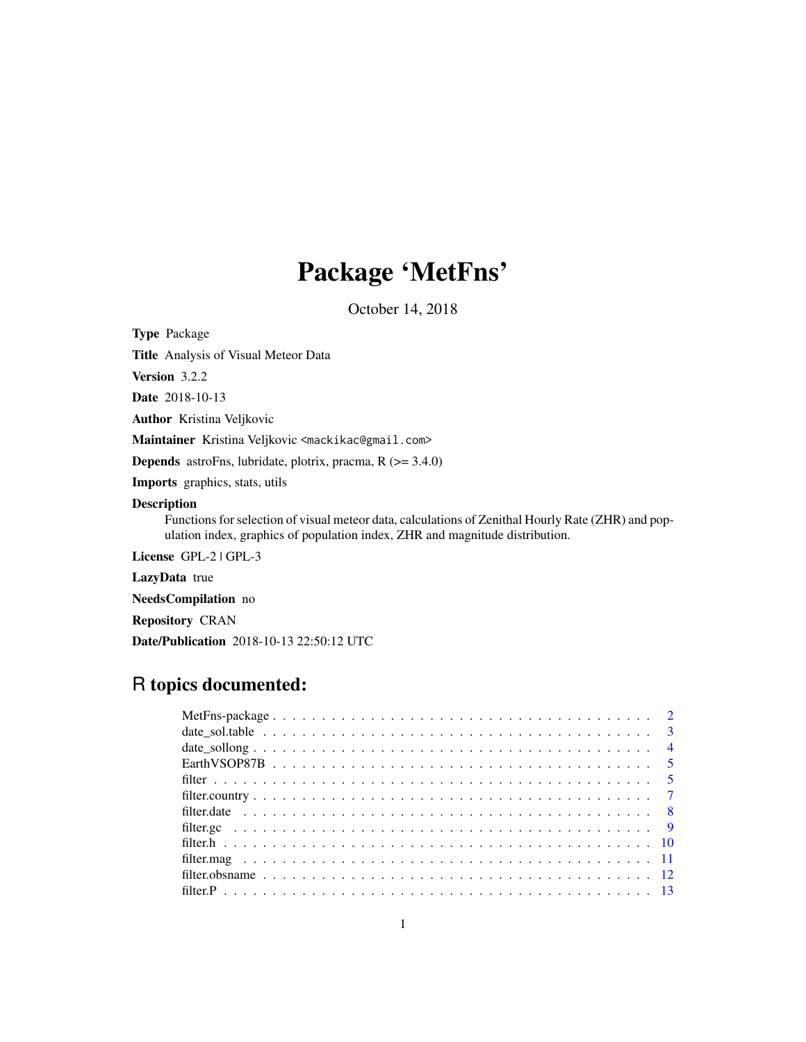# Package 'MetFns'

October 14, 2018

**Type** Package

**Title** Analysis of Visual Meteor Data

**Version** 3.2.2

**Date** 2018-10-13

**Author** Kristina Veljkovic

**Maintainer** Kristina Veljkovic <mackikac@gmail.com>

**Depends** astroFns, lubridate, plotrix, pracma, R (>= 3.4.0)

**Imports** graphics, stats, utils

**Description**

Functions for selection of visual meteor data, calculations of Zenithal Hourly Rate (ZHR) and population index, graphics of population index, ZHR and magnitude distribution.

**License** GPL-2 | GPL-3

**LazyData** true

**NeedsCompilation** no

**Repository** CRAN

**Date/Publication** 2018-10-13 22:50:12 UTC

## R topics documented:

MetFns-package . . . . . . . . . . . . . . . . . . . . . . . . . . . . . . . . . . . . 2
date_sol.table . . . . . . . . . . . . . . . . . . . . . . . . . . . . . . . . . . . . 3
date_sollong . . . . . . . . . . . . . . . . . . . . . . . . . . . . . . . . . . . . 4
EarthVSOP87B . . . . . . . . . . . . . . . . . . . . . . . . . . . . . . . . . . . . 5
filter . . . . . . . . . . . . . . . . . . . . . . . . . . . . . . . . . . . . 5
filter.country . . . . . . . . . . . . . . . . . . . . . . . . . . . . . . . . . . . . 7
filter.date . . . . . . . . . . . . . . . . . . . . . . . . . . . . . . . . . . . . 8
filter.gc . . . . . . . . . . . . . . . . . . . . . . . . . . . . . . . . . . . . 9
filter.h . . . . . . . . . . . . . . . . . . . . . . . . . . . . . . . . . . . . 10
filter.mag . . . . . . . . . . . . . . . . . . . . . . . . . . . . . . . . . . . . 11
filter.obsname . . . . . . . . . . . . . . . . . . . . . . . . . . . . . . . . . . . . 12
filter.P . . . . . . . . . . . . . . . . . . . . . . . . . . . . . . . . . . . . 13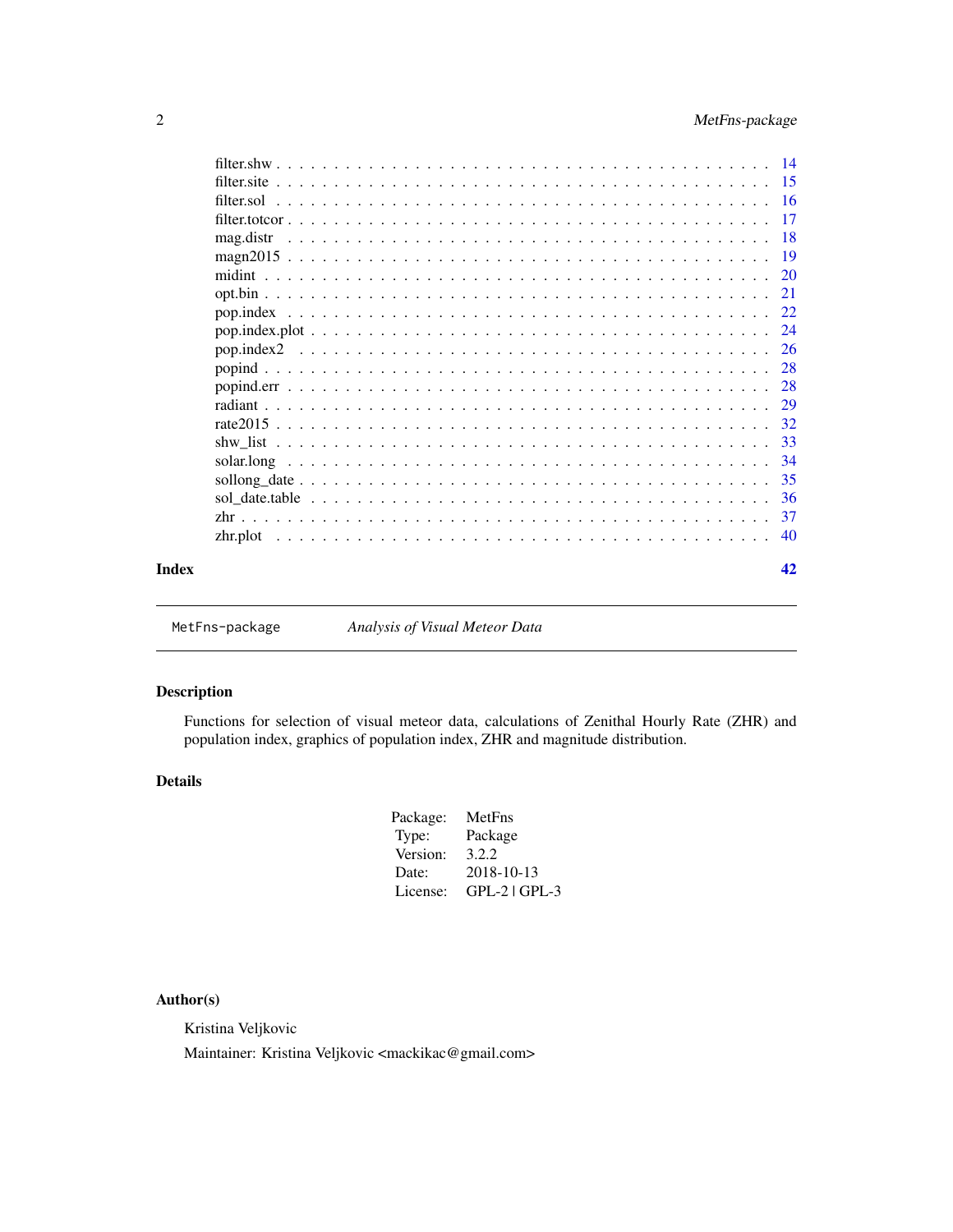| | |
|---|---|
| filter.shw | 14 |
| filter.site | 15 |
| filter.sol | 16 |
| filter.totcor | 17 |
| mag.distr | 18 |
| magn2015 | 19 |
| midint | 20 |
| opt.bin | 21 |
| pop.index | 22 |
| pop.index.plot | 24 |
| pop.index2 | 26 |
| popind | 28 |
| popind.err | 28 |
| radiant | 29 |
| rate2015 | 32 |
| shw_list | 33 |
| solar.long | 34 |
| sollong_date | 35 |
| sol_date.table | 36 |
| zhr | 37 |
| zhr.plot | 40 |
| **Index** | **42** |

## MetFns-package — *Analysis of Visual Meteor Data*

### Description

Functions for selection of visual meteor data, calculations of Zenithal Hourly Rate (ZHR) and population index, graphics of population index, ZHR and magnitude distribution.

### Details

| | |
|---|---|
| Package: | MetFns |
| Type: | Package |
| Version: | 3.2.2 |
| Date: | 2018-10-13 |
| License: | GPL-2 \| GPL-3 |

### Author(s)

Kristina Veljkovic

Maintainer: Kristina Veljkovic <mackikac@gmail.com>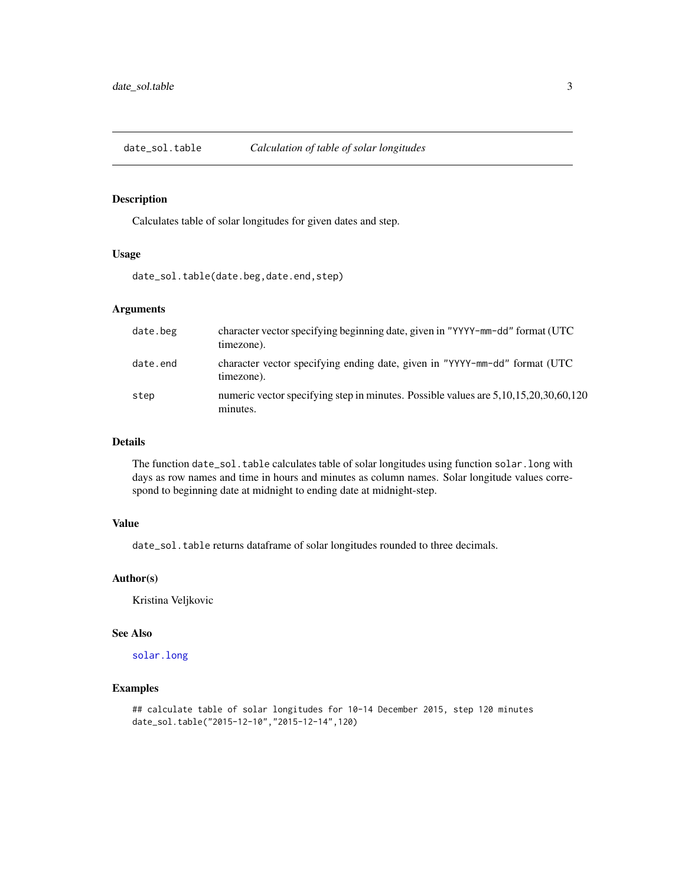## date_sol.table    *Calculation of table of solar longitudes*

### Description

Calculates table of solar longitudes for given dates and step.

### Usage

```
date_sol.table(date.beg,date.end,step)
```

### Arguments

| | |
|---|---|
| date.beg | character vector specifying beginning date, given in "YYYY-mm-dd" format (UTC timezone). |
| date.end | character vector specifying ending date, given in "YYYY-mm-dd" format (UTC timezone). |
| step | numeric vector specifying step in minutes. Possible values are 5,10,15,20,30,60,120 minutes. |

### Details

The function `date_sol.table` calculates table of solar longitudes using function `solar.long` with days as row names and time in hours and minutes as column names. Solar longitude values correspond to beginning date at midnight to ending date at midnight-step.

### Value

`date_sol.table` returns dataframe of solar longitudes rounded to three decimals.

### Author(s)

Kristina Veljkovic

### See Also

`solar.long`

### Examples

```
## calculate table of solar longitudes for 10-14 December 2015, step 120 minutes
date_sol.table("2015-12-10","2015-12-14",120)
```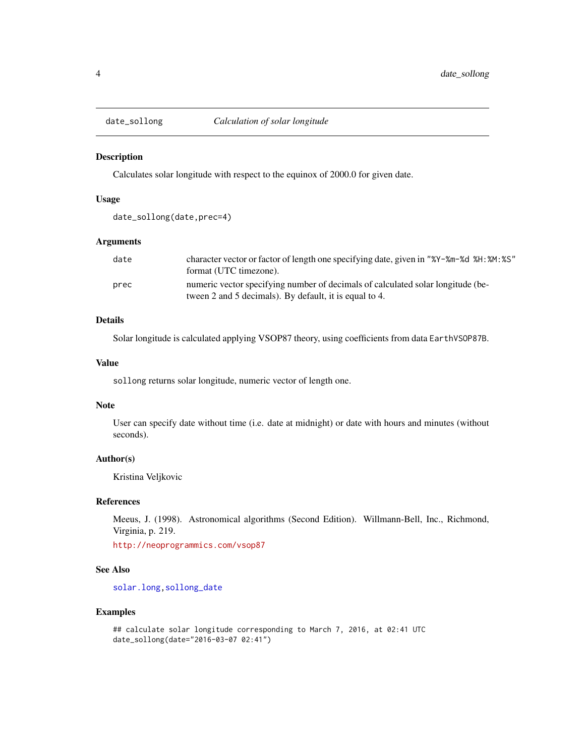## date_sollong — *Calculation of solar longitude*

### Description

Calculates solar longitude with respect to the equinox of 2000.0 for given date.

### Usage

```
date_sollong(date,prec=4)
```

### Arguments

| | |
|---|---|
| `date` | character vector or factor of length one specifying date, given in `"%Y-%m-%d %H:%M:%S"` format (UTC timezone). |
| `prec` | numeric vector specifying number of decimals of calculated solar longitude (between 2 and 5 decimals). By default, it is equal to 4. |

### Details

Solar longitude is calculated applying VSOP87 theory, using coefficients from data `EarthVSOP87B`.

### Value

`sollong` returns solar longitude, numeric vector of length one.

### Note

User can specify date without time (i.e. date at midnight) or date with hours and minutes (without seconds).

### Author(s)

Kristina Veljkovic

### References

Meeus, J. (1998). Astronomical algorithms (Second Edition). Willmann-Bell, Inc., Richmond, Virginia, p. 219.

http://neoprogrammics.com/vsop87

### See Also

`solar.long`, `sollong_date`

### Examples

```
## calculate solar longitude corresponding to March 7, 2016, at 02:41 UTC
date_sollong(date="2016-03-07 02:41")
```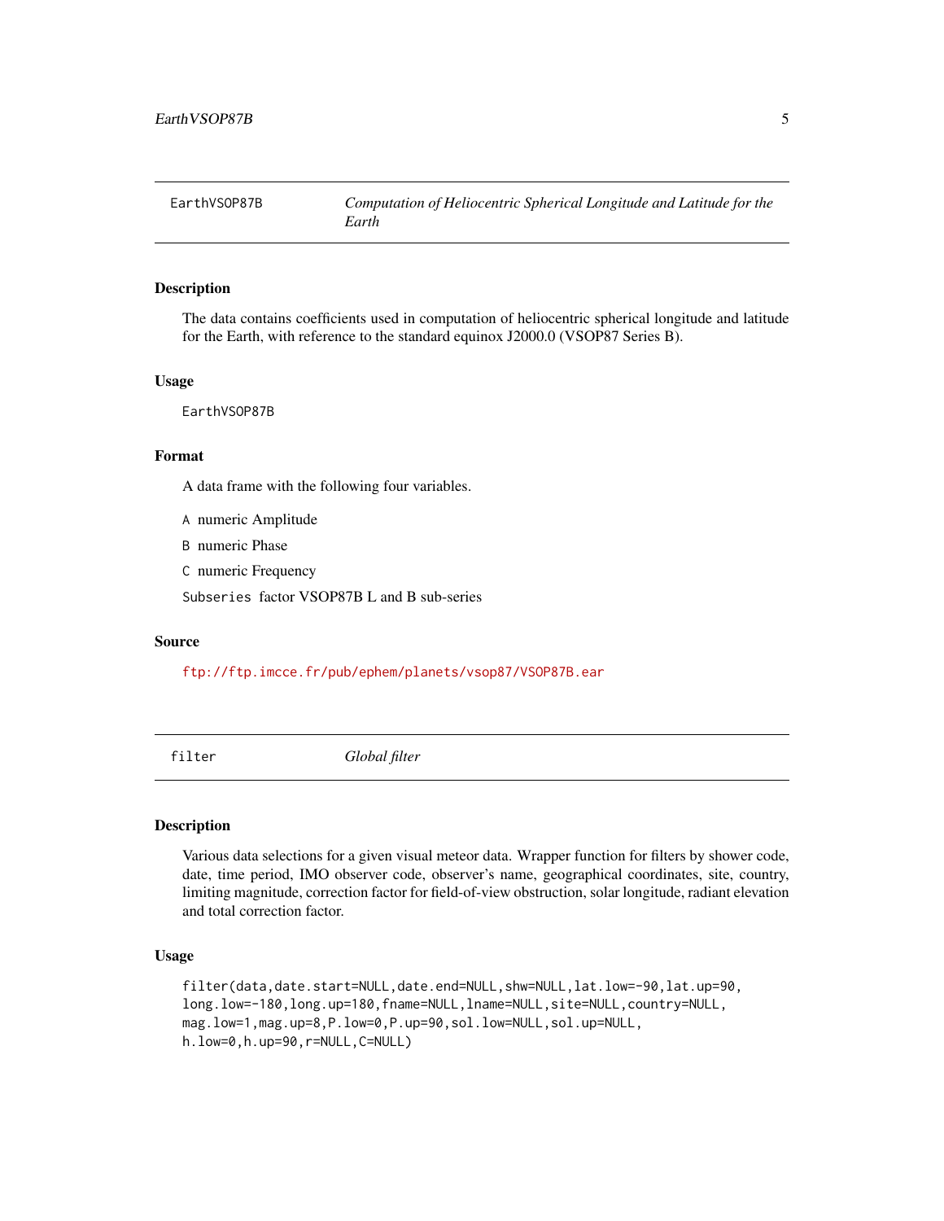## EarthVSOP87B — *Computation of Heliocentric Spherical Longitude and Latitude for the Earth*

### Description

The data contains coefficients used in computation of heliocentric spherical longitude and latitude for the Earth, with reference to the standard equinox J2000.0 (VSOP87 Series B).

### Usage

```
EarthVSOP87B
```

### Format

A data frame with the following four variables.

- `A` numeric Amplitude
- `B` numeric Phase
- `C` numeric Frequency
- `Subseries` factor VSOP87B L and B sub-series

### Source

ftp://ftp.imcce.fr/pub/ephem/planets/vsop87/VSOP87B.ear

## filter — *Global filter*

### Description

Various data selections for a given visual meteor data. Wrapper function for filters by shower code, date, time period, IMO observer code, observer's name, geographical coordinates, site, country, limiting magnitude, correction factor for field-of-view obstruction, solar longitude, radiant elevation and total correction factor.

### Usage

```
filter(data,date.start=NULL,date.end=NULL,shw=NULL,lat.low=-90,lat.up=90,
long.low=-180,long.up=180,fname=NULL,lname=NULL,site=NULL,country=NULL,
mag.low=1,mag.up=8,P.low=0,P.up=90,sol.low=NULL,sol.up=NULL,
h.low=0,h.up=90,r=NULL,C=NULL)
```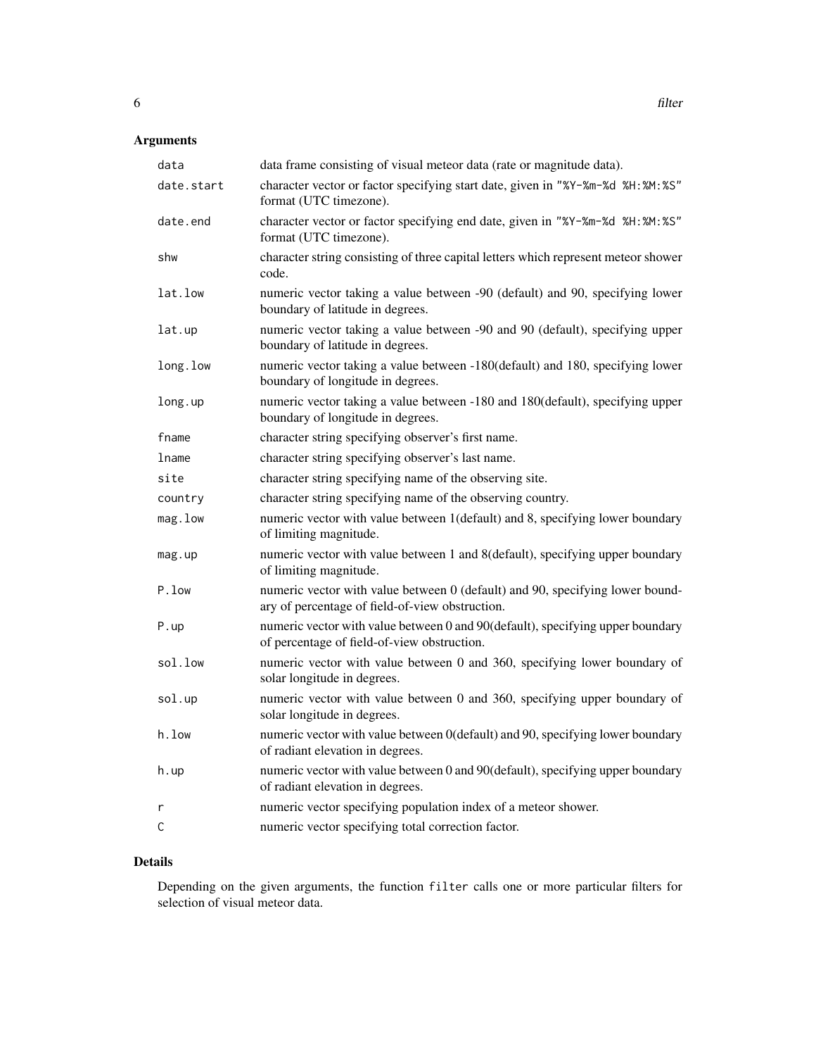## Arguments

| | |
|---|---|
| `data` | data frame consisting of visual meteor data (rate or magnitude data). |
| `date.start` | character vector or factor specifying start date, given in `"%Y-%m-%d %H:%M:%S"` format (UTC timezone). |
| `date.end` | character vector or factor specifying end date, given in `"%Y-%m-%d %H:%M:%S"` format (UTC timezone). |
| `shw` | character string consisting of three capital letters which represent meteor shower code. |
| `lat.low` | numeric vector taking a value between -90 (default) and 90, specifying lower boundary of latitude in degrees. |
| `lat.up` | numeric vector taking a value between -90 and 90 (default), specifying upper boundary of latitude in degrees. |
| `long.low` | numeric vector taking a value between -180(default) and 180, specifying lower boundary of longitude in degrees. |
| `long.up` | numeric vector taking a value between -180 and 180(default), specifying upper boundary of longitude in degrees. |
| `fname` | character string specifying observer's first name. |
| `lname` | character string specifying observer's last name. |
| `site` | character string specifying name of the observing site. |
| `country` | character string specifying name of the observing country. |
| `mag.low` | numeric vector with value between 1(default) and 8, specifying lower boundary of limiting magnitude. |
| `mag.up` | numeric vector with value between 1 and 8(default), specifying upper boundary of limiting magnitude. |
| `P.low` | numeric vector with value between 0 (default) and 90, specifying lower boundary of percentage of field-of-view obstruction. |
| `P.up` | numeric vector with value between 0 and 90(default), specifying upper boundary of percentage of field-of-view obstruction. |
| `sol.low` | numeric vector with value between 0 and 360, specifying lower boundary of solar longitude in degrees. |
| `sol.up` | numeric vector with value between 0 and 360, specifying upper boundary of solar longitude in degrees. |
| `h.low` | numeric vector with value between 0(default) and 90, specifying lower boundary of radiant elevation in degrees. |
| `h.up` | numeric vector with value between 0 and 90(default), specifying upper boundary of radiant elevation in degrees. |
| `r` | numeric vector specifying population index of a meteor shower. |
| `C` | numeric vector specifying total correction factor. |

## Details

Depending on the given arguments, the function `filter` calls one or more particular filters for selection of visual meteor data.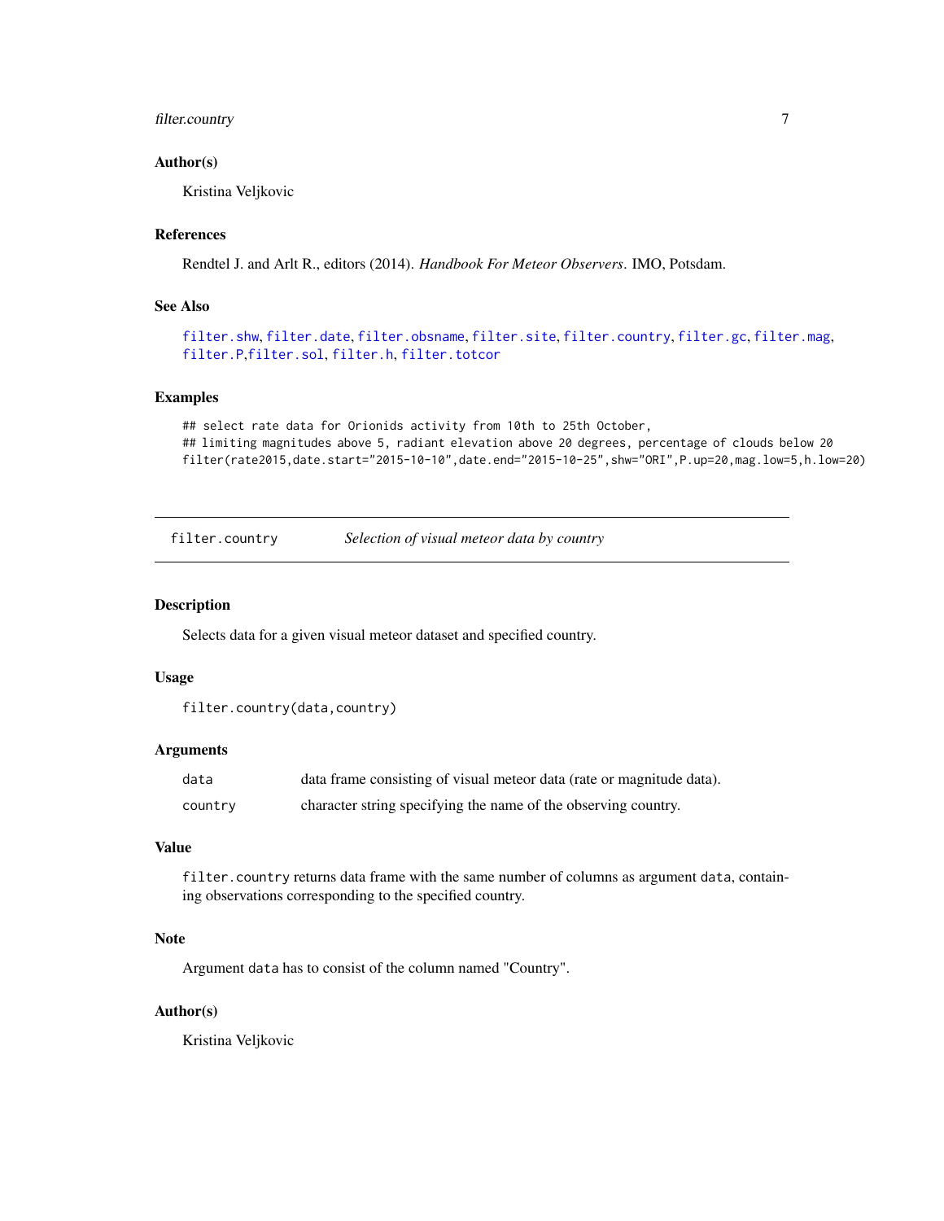### Author(s)

Kristina Veljkovic

### References

Rendtel J. and Arlt R., editors (2014). *Handbook For Meteor Observers*. IMO, Potsdam.

### See Also

filter.shw, filter.date, filter.obsname, filter.site, filter.country, filter.gc, filter.mag, filter.P, filter.sol, filter.h, filter.totcor

### Examples

```
## select rate data for Orionids activity from 10th to 25th October,
## limiting magnitudes above 5, radiant elevation above 20 degrees, percentage of clouds below 20
filter(rate2015,date.start="2015-10-10",date.end="2015-10-25",shw="ORI",P.up=20,mag.low=5,h.low=20)
```

---

## filter.country — *Selection of visual meteor data by country*

### Description

Selects data for a given visual meteor dataset and specified country.

### Usage

```
filter.country(data,country)
```

### Arguments

| | |
|---|---|
| data | data frame consisting of visual meteor data (rate or magnitude data). |
| country | character string specifying the name of the observing country. |

### Value

`filter.country` returns data frame with the same number of columns as argument `data`, containing observations corresponding to the specified country.

### Note

Argument `data` has to consist of the column named "Country".

### Author(s)

Kristina Veljkovic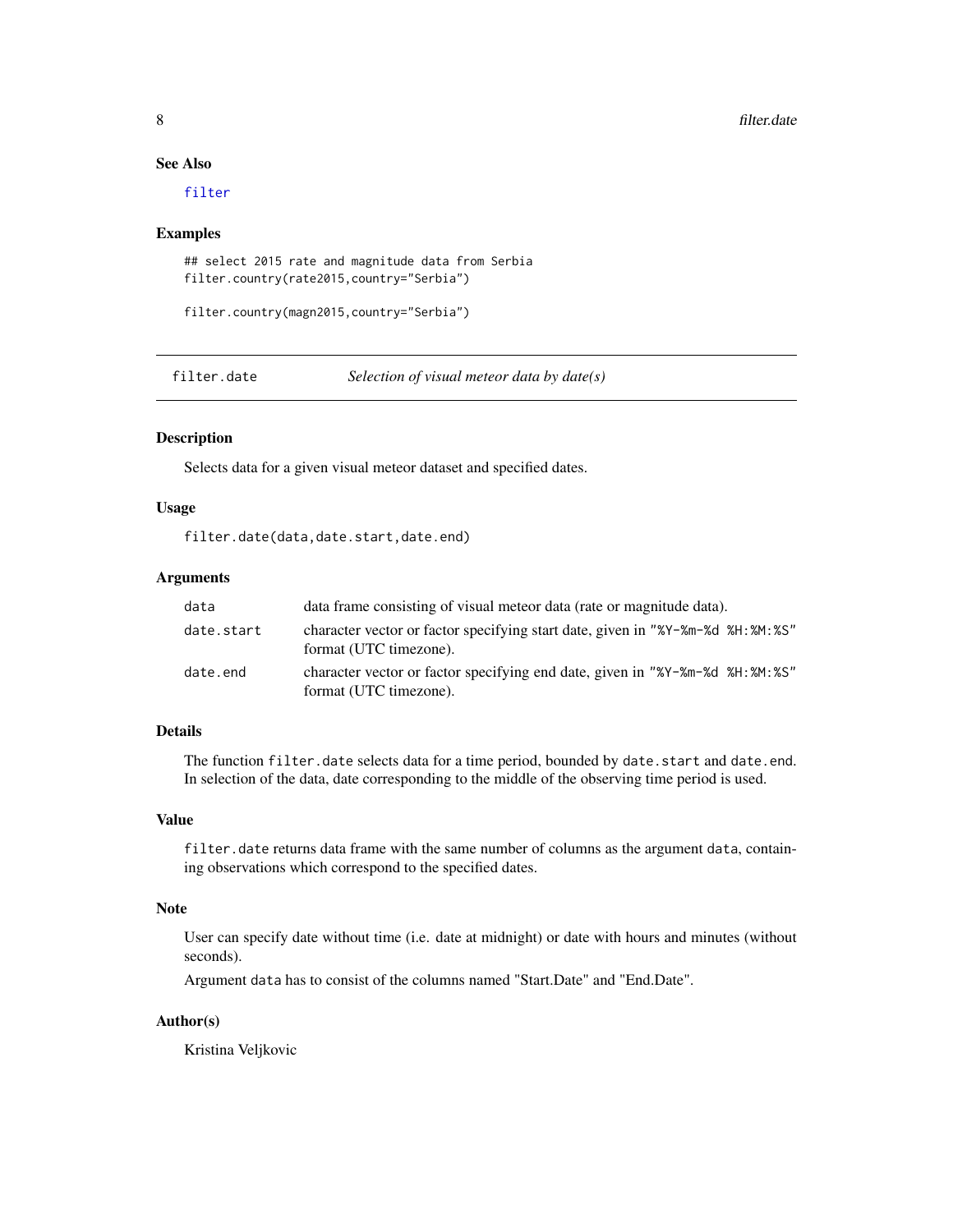### See Also

filter

### Examples

```
## select 2015 rate and magnitude data from Serbia
filter.country(rate2015,country="Serbia")

filter.country(magn2015,country="Serbia")
```

---

## filter.date — *Selection of visual meteor data by date(s)*

### Description

Selects data for a given visual meteor dataset and specified dates.

### Usage

```
filter.date(data,date.start,date.end)
```

### Arguments

| | |
|---|---|
| `data` | data frame consisting of visual meteor data (rate or magnitude data). |
| `date.start` | character vector or factor specifying start date, given in `"%Y-%m-%d %H:%M:%S"` format (UTC timezone). |
| `date.end` | character vector or factor specifying end date, given in `"%Y-%m-%d %H:%M:%S"` format (UTC timezone). |

### Details

The function `filter.date` selects data for a time period, bounded by `date.start` and `date.end`. In selection of the data, date corresponding to the middle of the observing time period is used.

### Value

`filter.date` returns data frame with the same number of columns as the argument `data`, containing observations which correspond to the specified dates.

### Note

User can specify date without time (i.e. date at midnight) or date with hours and minutes (without seconds).

Argument `data` has to consist of the columns named "Start.Date" and "End.Date".

### Author(s)

Kristina Veljkovic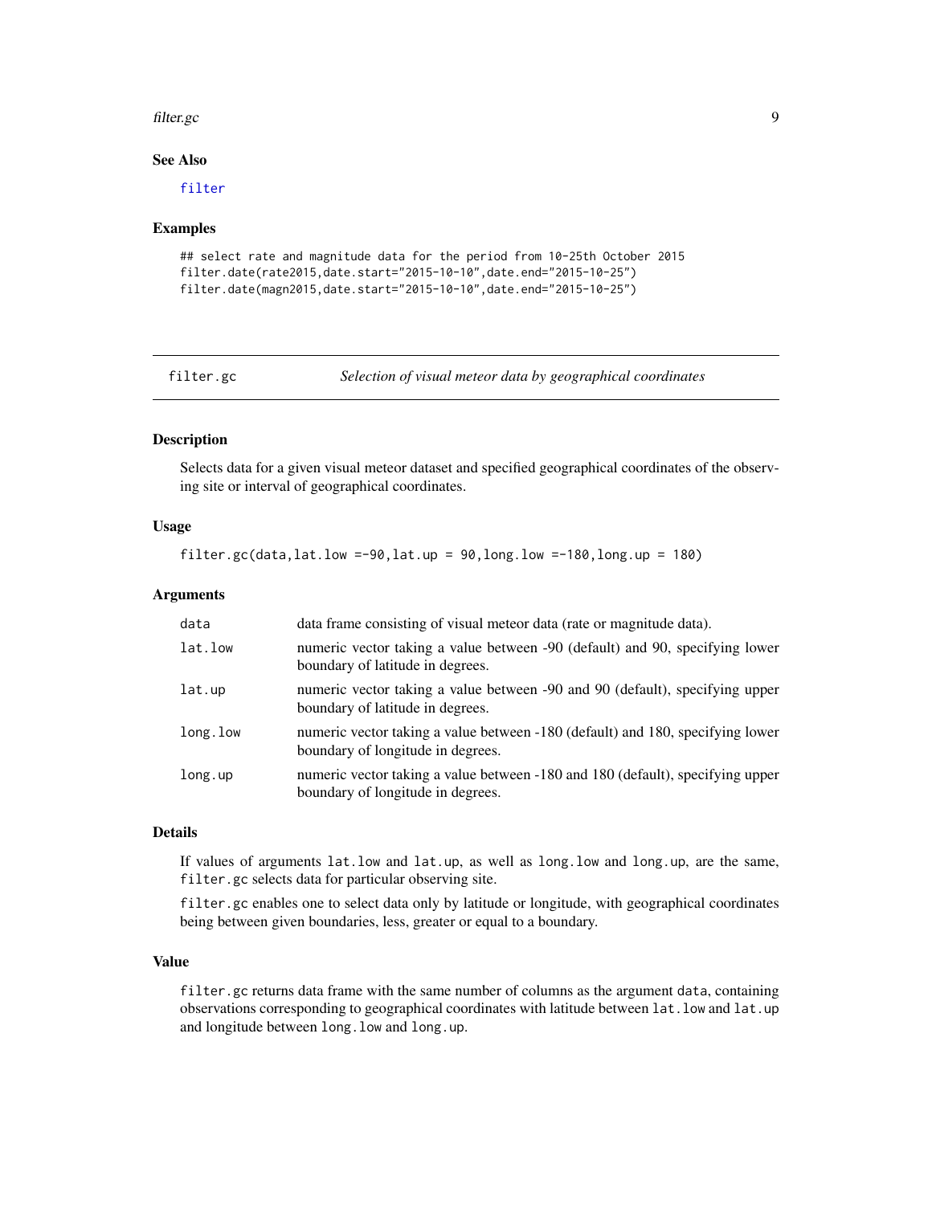### See Also

filter

### Examples

```
## select rate and magnitude data for the period from 10-25th October 2015
filter.date(rate2015,date.start="2015-10-10",date.end="2015-10-25")
filter.date(magn2015,date.start="2015-10-10",date.end="2015-10-25")
```

---

## filter.gc — *Selection of visual meteor data by geographical coordinates*

---

### Description

Selects data for a given visual meteor dataset and specified geographical coordinates of the observing site or interval of geographical coordinates.

### Usage

```
filter.gc(data,lat.low =-90,lat.up = 90,long.low =-180,long.up = 180)
```

### Arguments

| | |
|---|---|
| `data` | data frame consisting of visual meteor data (rate or magnitude data). |
| `lat.low` | numeric vector taking a value between -90 (default) and 90, specifying lower boundary of latitude in degrees. |
| `lat.up` | numeric vector taking a value between -90 and 90 (default), specifying upper boundary of latitude in degrees. |
| `long.low` | numeric vector taking a value between -180 (default) and 180, specifying lower boundary of longitude in degrees. |
| `long.up` | numeric vector taking a value between -180 and 180 (default), specifying upper boundary of longitude in degrees. |

### Details

If values of arguments `lat.low` and `lat.up`, as well as `long.low` and `long.up`, are the same, `filter.gc` selects data for particular observing site.

`filter.gc` enables one to select data only by latitude or longitude, with geographical coordinates being between given boundaries, less, greater or equal to a boundary.

### Value

`filter.gc` returns data frame with the same number of columns as the argument `data`, containing observations corresponding to geographical coordinates with latitude between `lat.low` and `lat.up` and longitude between `long.low` and `long.up`.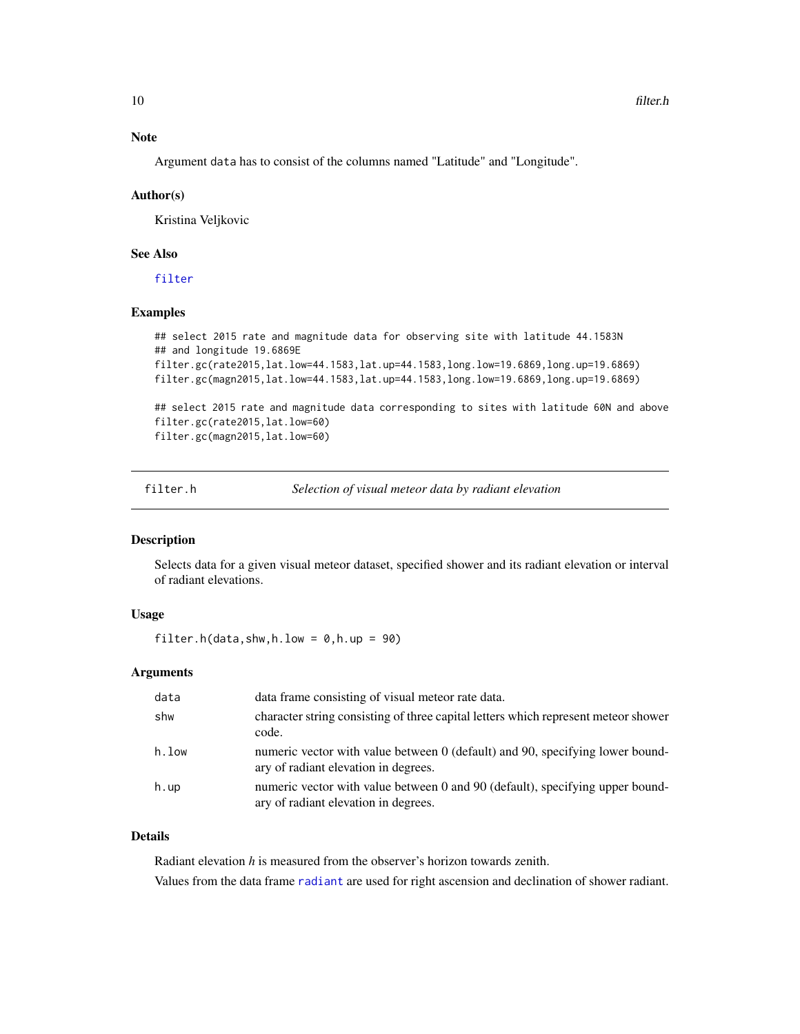### Note

Argument `data` has to consist of the columns named "Latitude" and "Longitude".

### Author(s)

Kristina Veljkovic

### See Also

filter

### Examples

```
## select 2015 rate and magnitude data for observing site with latitude 44.1583N
## and longitude 19.6869E
filter.gc(rate2015,lat.low=44.1583,lat.up=44.1583,long.low=19.6869,long.up=19.6869)
filter.gc(magn2015,lat.low=44.1583,lat.up=44.1583,long.low=19.6869,long.up=19.6869)

## select 2015 rate and magnitude data corresponding to sites with latitude 60N and above
filter.gc(rate2015,lat.low=60)
filter.gc(magn2015,lat.low=60)
```

---

## filter.h — *Selection of visual meteor data by radiant elevation*

### Description

Selects data for a given visual meteor dataset, specified shower and its radiant elevation or interval of radiant elevations.

### Usage

```
filter.h(data,shw,h.low = 0,h.up = 90)
```

### Arguments

| | |
|---|---|
| data | data frame consisting of visual meteor rate data. |
| shw | character string consisting of three capital letters which represent meteor shower code. |
| h.low | numeric vector with value between 0 (default) and 90, specifying lower boundary of radiant elevation in degrees. |
| h.up | numeric vector with value between 0 and 90 (default), specifying upper boundary of radiant elevation in degrees. |

### Details

Radiant elevation *h* is measured from the observer's horizon towards zenith.

Values from the data frame radiant are used for right ascension and declination of shower radiant.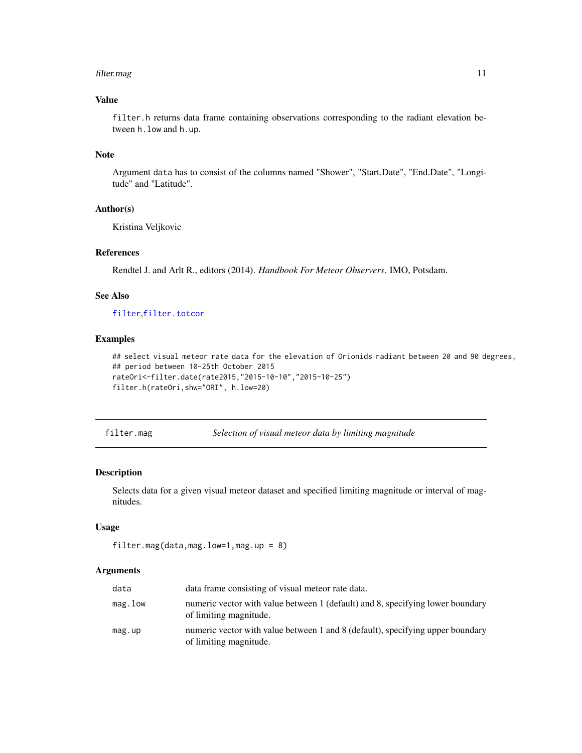## Value

`filter.h` returns data frame containing observations corresponding to the radiant elevation between `h.low` and `h.up`.

## Note

Argument `data` has to consist of the columns named "Shower", "Start.Date", "End.Date", "Longitude" and "Latitude".

## Author(s)

Kristina Veljkovic

## References

Rendtel J. and Arlt R., editors (2014). *Handbook For Meteor Observers*. IMO, Potsdam.

## See Also

`filter`, `filter.totcor`

## Examples

```
## select visual meteor rate data for the elevation of Orionids radiant between 20 and 90 degrees,
## period between 10-25th October 2015
rateOri<-filter.date(rate2015,"2015-10-10","2015-10-25")
filter.h(rateOri,shw="ORI", h.low=20)
```

---

# filter.mag — *Selection of visual meteor data by limiting magnitude*

## Description

Selects data for a given visual meteor dataset and specified limiting magnitude or interval of magnitudes.

## Usage

```
filter.mag(data,mag.low=1,mag.up = 8)
```

## Arguments

| | |
|---|---|
| `data` | data frame consisting of visual meteor rate data. |
| `mag.low` | numeric vector with value between 1 (default) and 8, specifying lower boundary of limiting magnitude. |
| `mag.up` | numeric vector with value between 1 and 8 (default), specifying upper boundary of limiting magnitude. |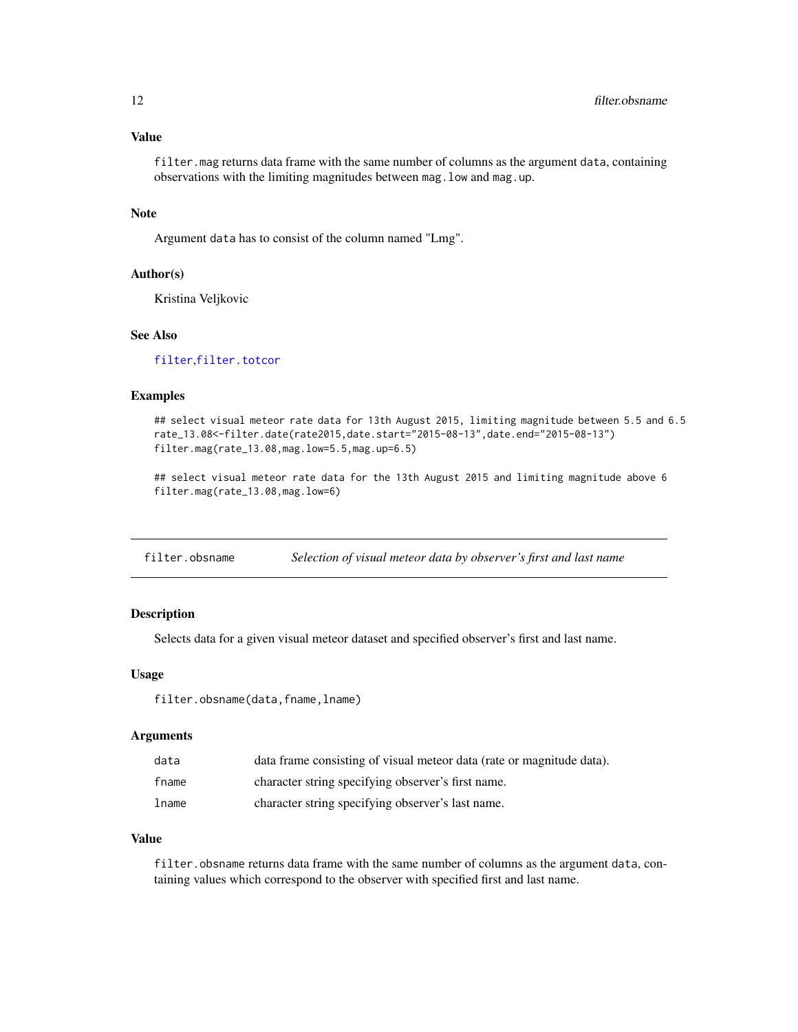### Value

`filter.mag` returns data frame with the same number of columns as the argument `data`, containing observations with the limiting magnitudes between `mag.low` and `mag.up`.

### Note

Argument `data` has to consist of the column named "Lmg".

### Author(s)

Kristina Veljkovic

### See Also

filter, filter.totcor

### Examples

```
## select visual meteor rate data for 13th August 2015, limiting magnitude between 5.5 and 6.5
rate_13.08<-filter.date(rate2015,date.start="2015-08-13",date.end="2015-08-13")
filter.mag(rate_13.08,mag.low=5.5,mag.up=6.5)

## select visual meteor rate data for the 13th August 2015 and limiting magnitude above 6
filter.mag(rate_13.08,mag.low=6)
```

---

## filter.obsname — *Selection of visual meteor data by observer's first and last name*

### Description

Selects data for a given visual meteor dataset and specified observer's first and last name.

### Usage

```
filter.obsname(data,fname,lname)
```

### Arguments

| | |
|---|---|
| data | data frame consisting of visual meteor data (rate or magnitude data). |
| fname | character string specifying observer's first name. |
| lname | character string specifying observer's last name. |

### Value

`filter.obsname` returns data frame with the same number of columns as the argument `data`, containing values which correspond to the observer with specified first and last name.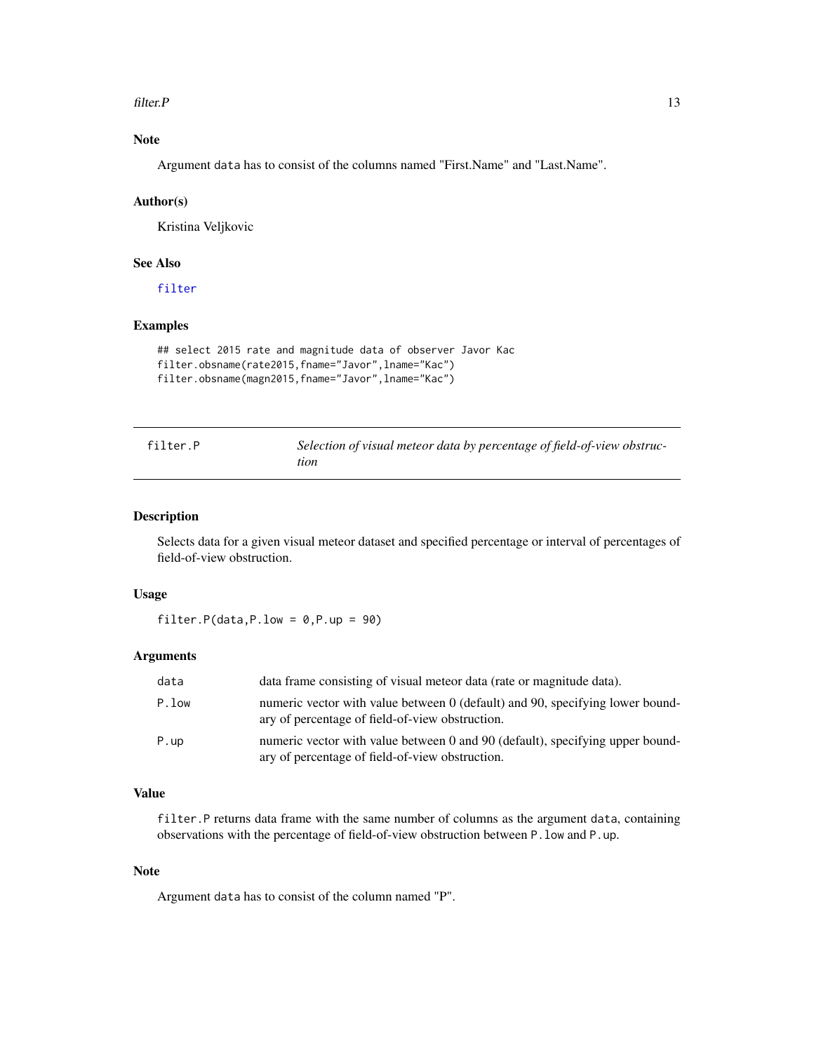### Note

Argument `data` has to consist of the columns named "First.Name" and "Last.Name".

### Author(s)

Kristina Veljkovic

### See Also

`filter`

### Examples

```
## select 2015 rate and magnitude data of observer Javor Kac
filter.obsname(rate2015,fname="Javor",lname="Kac")
filter.obsname(magn2015,fname="Javor",lname="Kac")
```

---

## filter.P — *Selection of visual meteor data by percentage of field-of-view obstruction*

---

### Description

Selects data for a given visual meteor dataset and specified percentage or interval of percentages of field-of-view obstruction.

### Usage

```
filter.P(data,P.low = 0,P.up = 90)
```

### Arguments

| | |
|---|---|
| `data` | data frame consisting of visual meteor data (rate or magnitude data). |
| `P.low` | numeric vector with value between 0 (default) and 90, specifying lower boundary of percentage of field-of-view obstruction. |
| `P.up` | numeric vector with value between 0 and 90 (default), specifying upper boundary of percentage of field-of-view obstruction. |

### Value

`filter.P` returns data frame with the same number of columns as the argument `data`, containing observations with the percentage of field-of-view obstruction between `P.low` and `P.up`.

### Note

Argument `data` has to consist of the column named "P".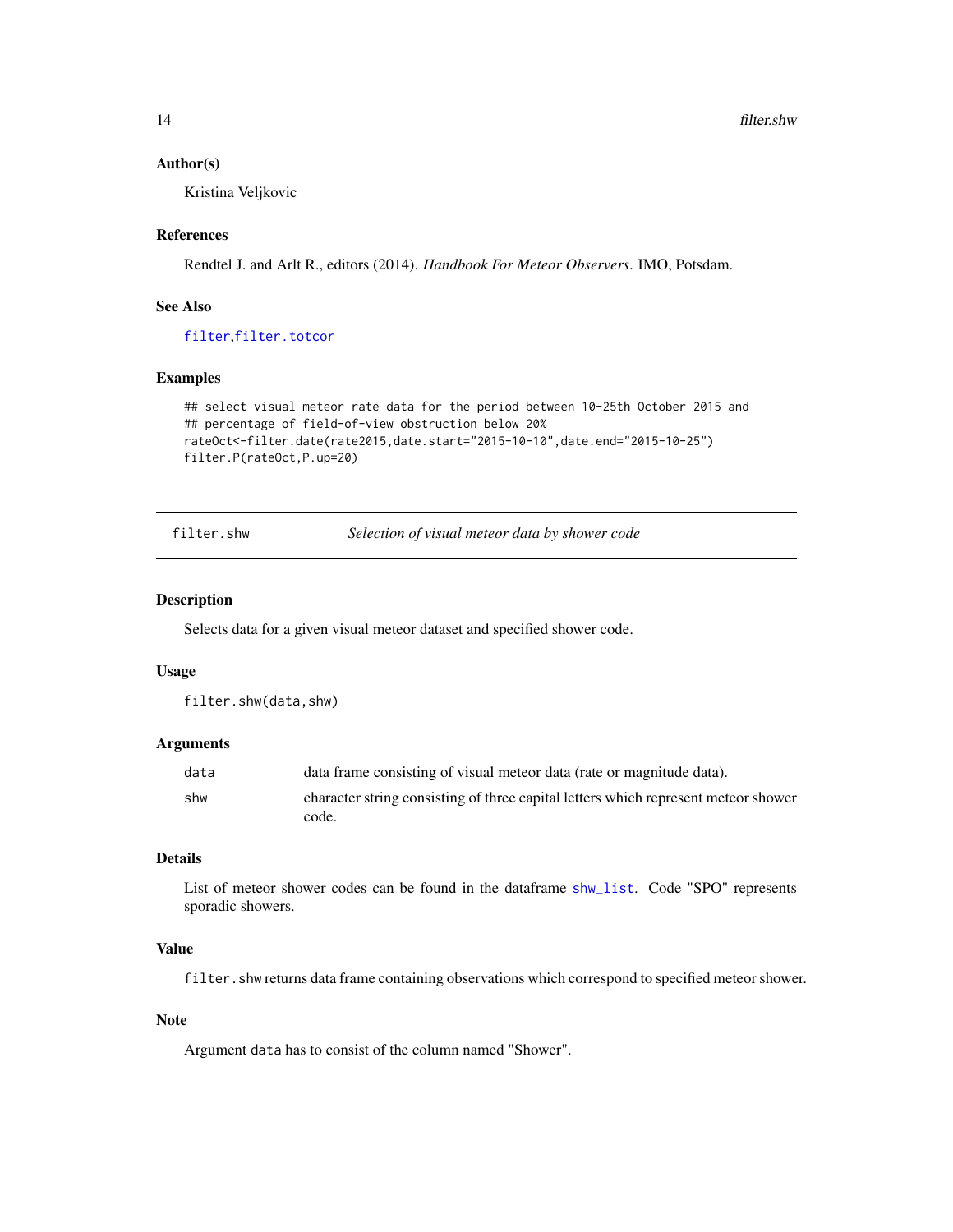### Author(s)

Kristina Veljkovic

### References

Rendtel J. and Arlt R., editors (2014). *Handbook For Meteor Observers*. IMO, Potsdam.

### See Also

filter, filter.totcor

### Examples

```
## select visual meteor rate data for the period between 10-25th October 2015 and
## percentage of field-of-view obstruction below 20%
rateOct<-filter.date(rate2015,date.start="2015-10-10",date.end="2015-10-25")
filter.P(rateOct,P.up=20)
```

---

## filter.shw — *Selection of visual meteor data by shower code*

### Description

Selects data for a given visual meteor dataset and specified shower code.

### Usage

```
filter.shw(data,shw)
```

### Arguments

| | |
|---|---|
| data | data frame consisting of visual meteor data (rate or magnitude data). |
| shw | character string consisting of three capital letters which represent meteor shower code. |

### Details

List of meteor shower codes can be found in the dataframe shw_list. Code "SPO" represents sporadic showers.

### Value

`filter.shw` returns data frame containing observations which correspond to specified meteor shower.

### Note

Argument `data` has to consist of the column named "Shower".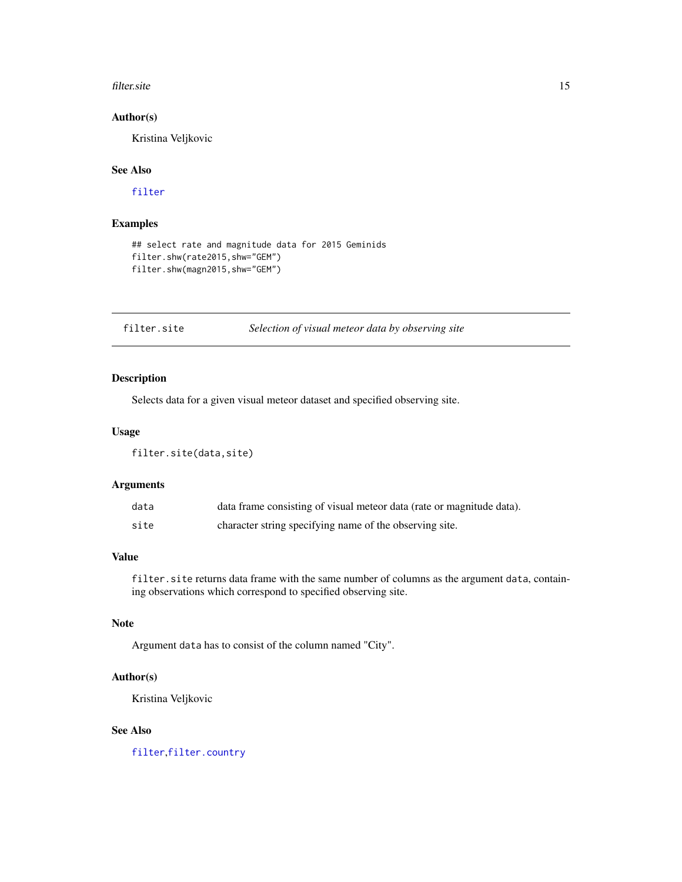### Author(s)

Kristina Veljkovic

### See Also

filter

### Examples

```
## select rate and magnitude data for 2015 Geminids
filter.shw(rate2015,shw="GEM")
filter.shw(magn2015,shw="GEM")
```

---

## filter.site *Selection of visual meteor data by observing site*

### Description

Selects data for a given visual meteor dataset and specified observing site.

### Usage

```
filter.site(data,site)
```

### Arguments

| | |
|---|---|
| data | data frame consisting of visual meteor data (rate or magnitude data). |
| site | character string specifying name of the observing site. |

### Value

`filter.site` returns data frame with the same number of columns as the argument `data`, containing observations which correspond to specified observing site.

### Note

Argument `data` has to consist of the column named "City".

### Author(s)

Kristina Veljkovic

### See Also

filter, filter.country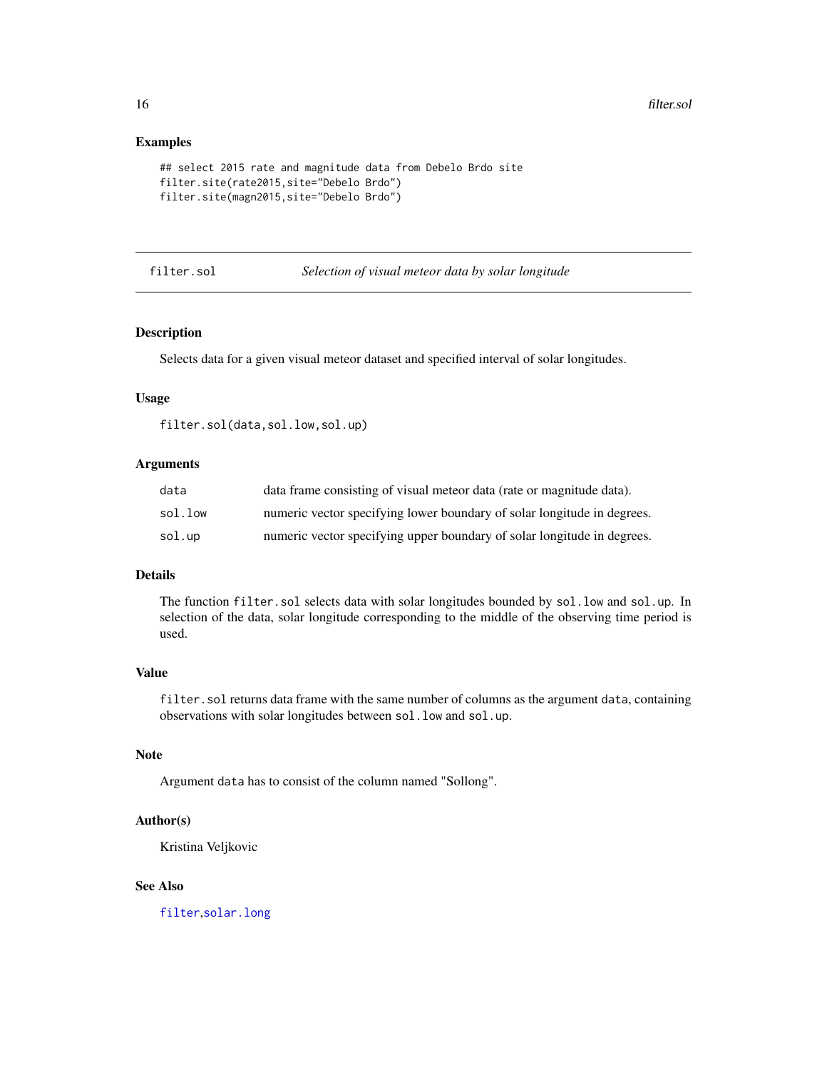## Examples

```
## select 2015 rate and magnitude data from Debelo Brdo site
filter.site(rate2015,site="Debelo Brdo")
filter.site(magn2015,site="Debelo Brdo")
```

---

# filter.sol — *Selection of visual meteor data by solar longitude*

## Description

Selects data for a given visual meteor dataset and specified interval of solar longitudes.

## Usage

```
filter.sol(data,sol.low,sol.up)
```

## Arguments

| | |
|---|---|
| `data` | data frame consisting of visual meteor data (rate or magnitude data). |
| `sol.low` | numeric vector specifying lower boundary of solar longitude in degrees. |
| `sol.up` | numeric vector specifying upper boundary of solar longitude in degrees. |

## Details

The function `filter.sol` selects data with solar longitudes bounded by `sol.low` and `sol.up`. In selection of the data, solar longitude corresponding to the middle of the observing time period is used.

## Value

`filter.sol` returns data frame with the same number of columns as the argument `data`, containing observations with solar longitudes between `sol.low` and `sol.up`.

## Note

Argument `data` has to consist of the column named "Sollong".

## Author(s)

Kristina Veljkovic

## See Also

`filter`,`solar.long`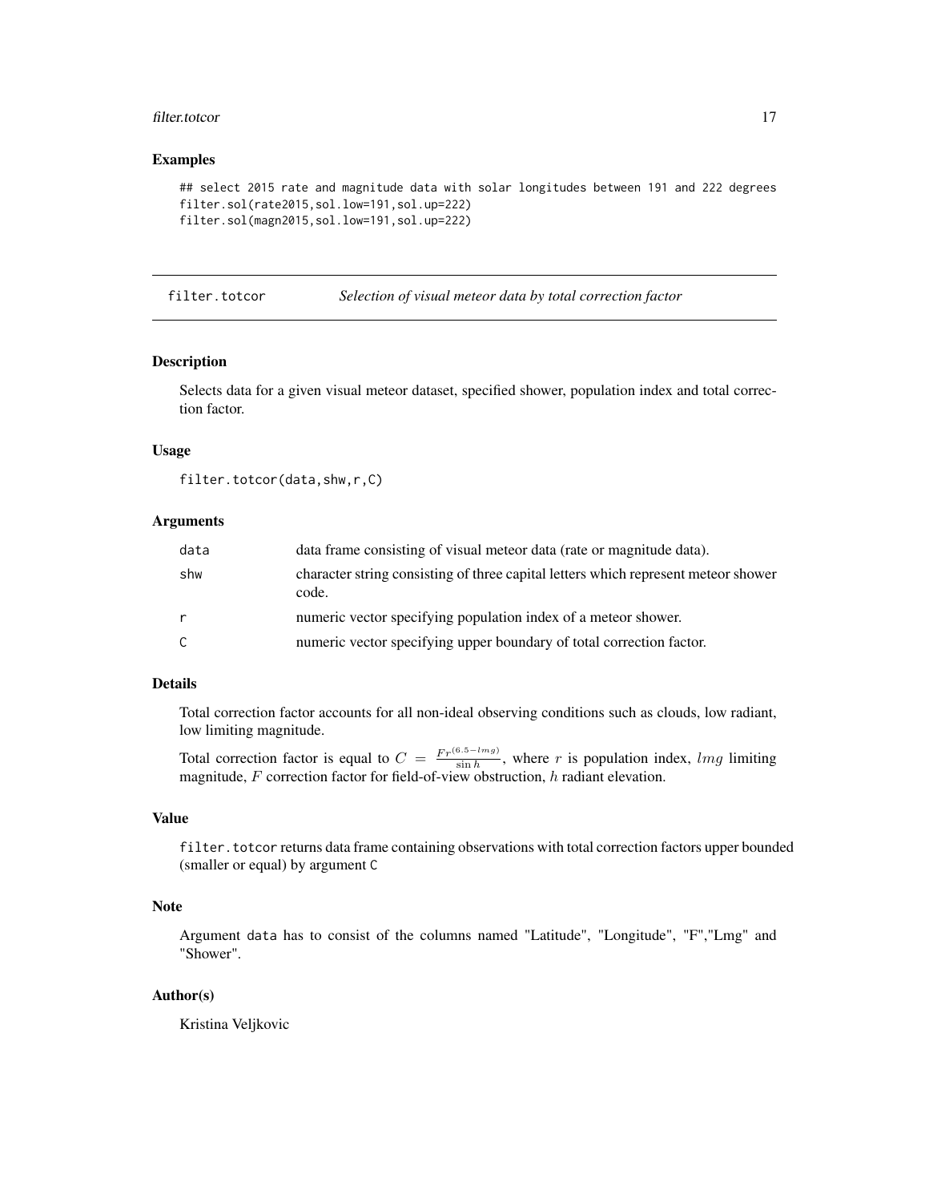### Examples

```
## select 2015 rate and magnitude data with solar longitudes between 191 and 222 degrees
filter.sol(rate2015,sol.low=191,sol.up=222)
filter.sol(magn2015,sol.low=191,sol.up=222)
```

---

## filter.totcor — *Selection of visual meteor data by total correction factor*

### Description

Selects data for a given visual meteor dataset, specified shower, population index and total correction factor.

### Usage

```
filter.totcor(data,shw,r,C)
```

### Arguments

| | |
|---|---|
| data | data frame consisting of visual meteor data (rate or magnitude data). |
| shw | character string consisting of three capital letters which represent meteor shower code. |
| r | numeric vector specifying population index of a meteor shower. |
| C | numeric vector specifying upper boundary of total correction factor. |

### Details

Total correction factor accounts for all non-ideal observing conditions such as clouds, low radiant, low limiting magnitude.

Total correction factor is equal to $C = \frac{Fr^{(6.5-lmg)}}{\sin h}$, where $r$ is population index, $lmg$ limiting magnitude, $F$ correction factor for field-of-view obstruction, $h$ radiant elevation.

### Value

`filter.totcor` returns data frame containing observations with total correction factors upper bounded (smaller or equal) by argument `C`

### Note

Argument `data` has to consist of the columns named "Latitude", "Longitude", "F","Lmg" and "Shower".

### Author(s)

Kristina Veljkovic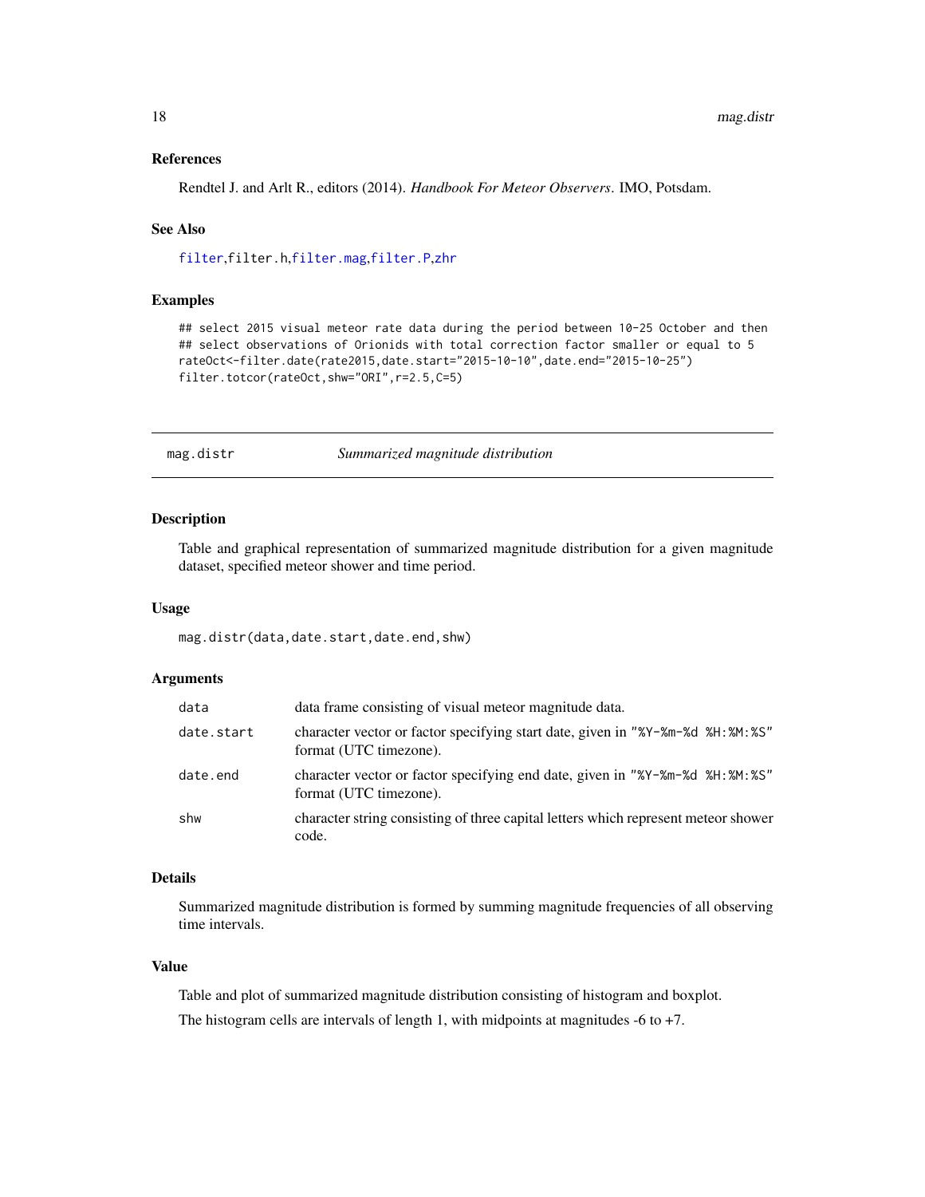### References

Rendtel J. and Arlt R., editors (2014). *Handbook For Meteor Observers*. IMO, Potsdam.

### See Also

filter,filter.h,filter.mag,filter.P,zhr

### Examples

```
## select 2015 visual meteor rate data during the period between 10-25 October and then
## select observations of Orionids with total correction factor smaller or equal to 5
rateOct<-filter.date(rate2015,date.start="2015-10-10",date.end="2015-10-25")
filter.totcor(rateOct,shw="ORI",r=2.5,C=5)
```

---

## mag.distr — *Summarized magnitude distribution*

### Description

Table and graphical representation of summarized magnitude distribution for a given magnitude dataset, specified meteor shower and time period.

### Usage

```
mag.distr(data,date.start,date.end,shw)
```

### Arguments

| | |
|---|---|
| data | data frame consisting of visual meteor magnitude data. |
| date.start | character vector or factor specifying start date, given in "%Y-%m-%d %H:%M:%S" format (UTC timezone). |
| date.end | character vector or factor specifying end date, given in "%Y-%m-%d %H:%M:%S" format (UTC timezone). |
| shw | character string consisting of three capital letters which represent meteor shower code. |

### Details

Summarized magnitude distribution is formed by summing magnitude frequencies of all observing time intervals.

### Value

Table and plot of summarized magnitude distribution consisting of histogram and boxplot.

The histogram cells are intervals of length 1, with midpoints at magnitudes -6 to +7.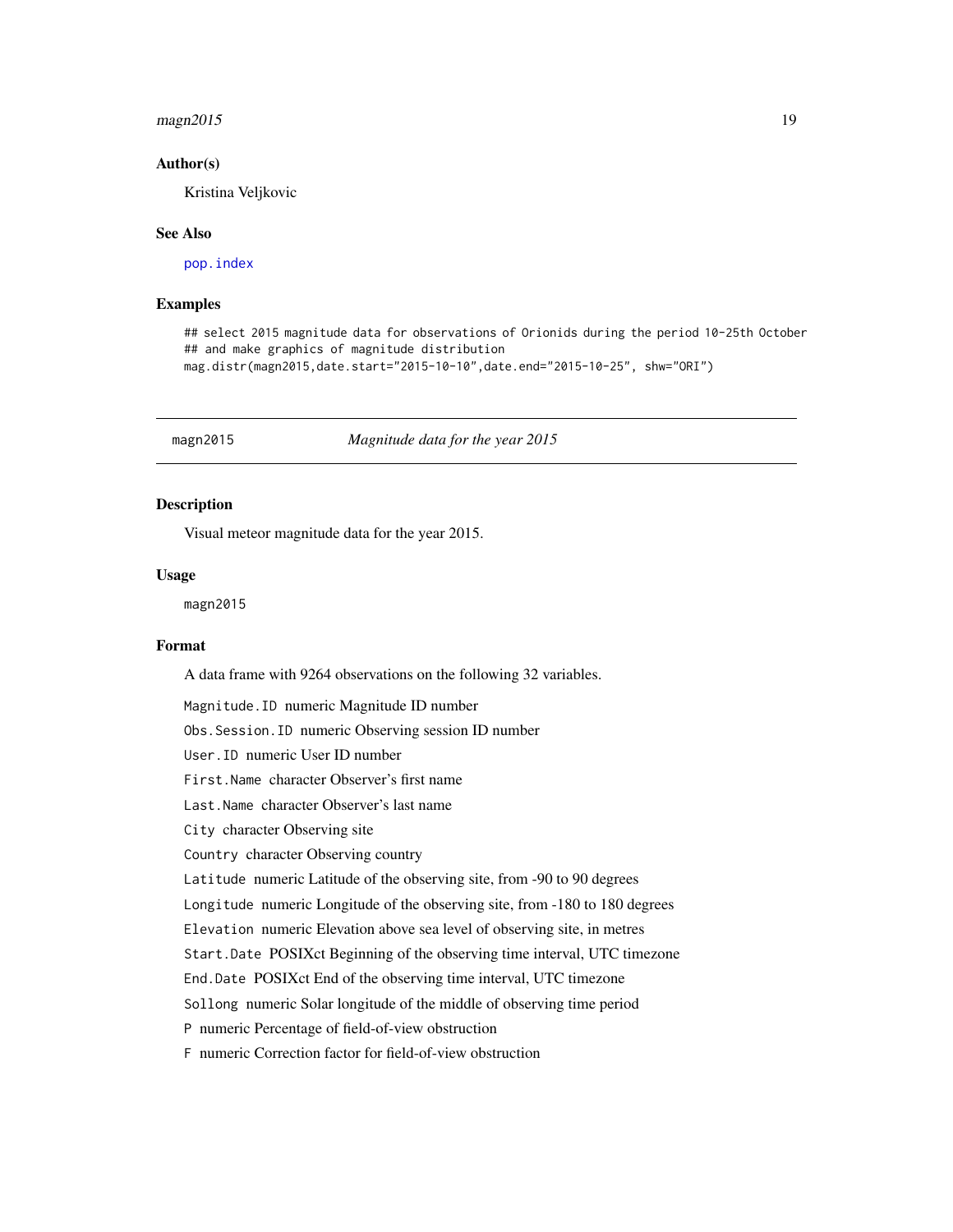### Author(s)

Kristina Veljkovic

### See Also

pop.index

### Examples

```
## select 2015 magnitude data for observations of Orionids during the period 10-25th October
## and make graphics of magnitude distribution
mag.distr(magn2015,date.start="2015-10-10",date.end="2015-10-25", shw="ORI")
```

---

## magn2015 — *Magnitude data for the year 2015*

### Description

Visual meteor magnitude data for the year 2015.

### Usage

```
magn2015
```

### Format

A data frame with 9264 observations on the following 32 variables.

`Magnitude.ID` numeric Magnitude ID number

`Obs.Session.ID` numeric Observing session ID number

`User.ID` numeric User ID number

`First.Name` character Observer's first name

`Last.Name` character Observer's last name

`City` character Observing site

`Country` character Observing country

`Latitude` numeric Latitude of the observing site, from -90 to 90 degrees

`Longitude` numeric Longitude of the observing site, from -180 to 180 degrees

`Elevation` numeric Elevation above sea level of observing site, in metres

`Start.Date` POSIXct Beginning of the observing time interval, UTC timezone

`End.Date` POSIXct End of the observing time interval, UTC timezone

`Sollong` numeric Solar longitude of the middle of observing time period

`P` numeric Percentage of field-of-view obstruction

`F` numeric Correction factor for field-of-view obstruction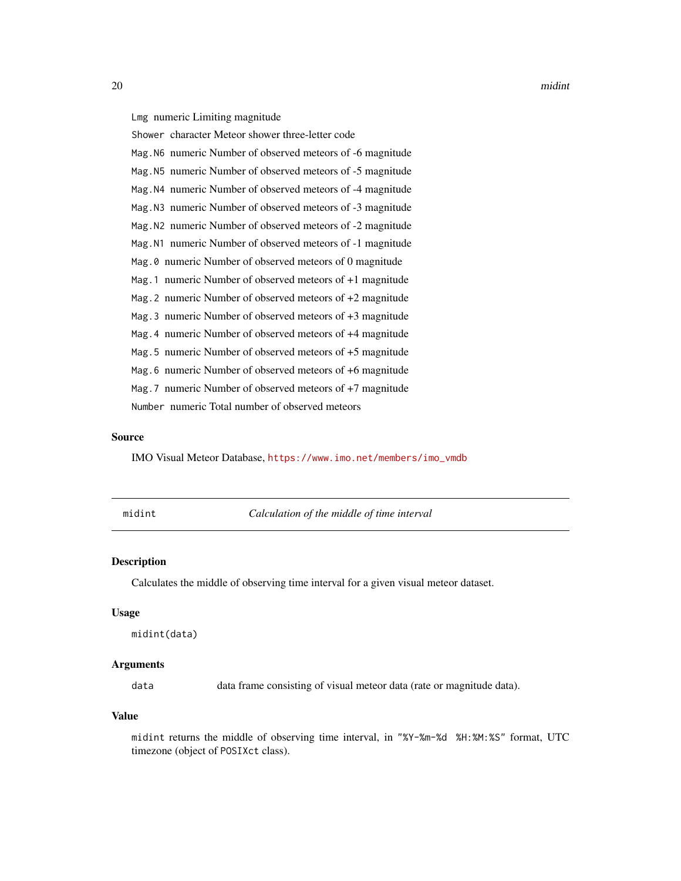`Lmg` numeric Limiting magnitude

`Shower` character Meteor shower three-letter code

`Mag.N6` numeric Number of observed meteors of -6 magnitude

`Mag.N5` numeric Number of observed meteors of -5 magnitude

`Mag.N4` numeric Number of observed meteors of -4 magnitude

`Mag.N3` numeric Number of observed meteors of -3 magnitude

`Mag.N2` numeric Number of observed meteors of -2 magnitude

`Mag.N1` numeric Number of observed meteors of -1 magnitude

`Mag.0` numeric Number of observed meteors of 0 magnitude

`Mag.1` numeric Number of observed meteors of +1 magnitude

`Mag.2` numeric Number of observed meteors of +2 magnitude

`Mag.3` numeric Number of observed meteors of +3 magnitude

`Mag.4` numeric Number of observed meteors of +4 magnitude

`Mag.5` numeric Number of observed meteors of +5 magnitude

`Mag.6` numeric Number of observed meteors of +6 magnitude

`Mag.7` numeric Number of observed meteors of +7 magnitude

`Number` numeric Total number of observed meteors

### Source

IMO Visual Meteor Database, https://www.imo.net/members/imo_vmdb

---

## midint — *Calculation of the middle of time interval*

### Description

Calculates the middle of observing time interval for a given visual meteor dataset.

### Usage

```
midint(data)
```

### Arguments

`data` data frame consisting of visual meteor data (rate or magnitude data).

### Value

`midint` returns the middle of observing time interval, in `"%Y-%m-%d %H:%M:%S"` format, UTC timezone (object of `POSIXct` class).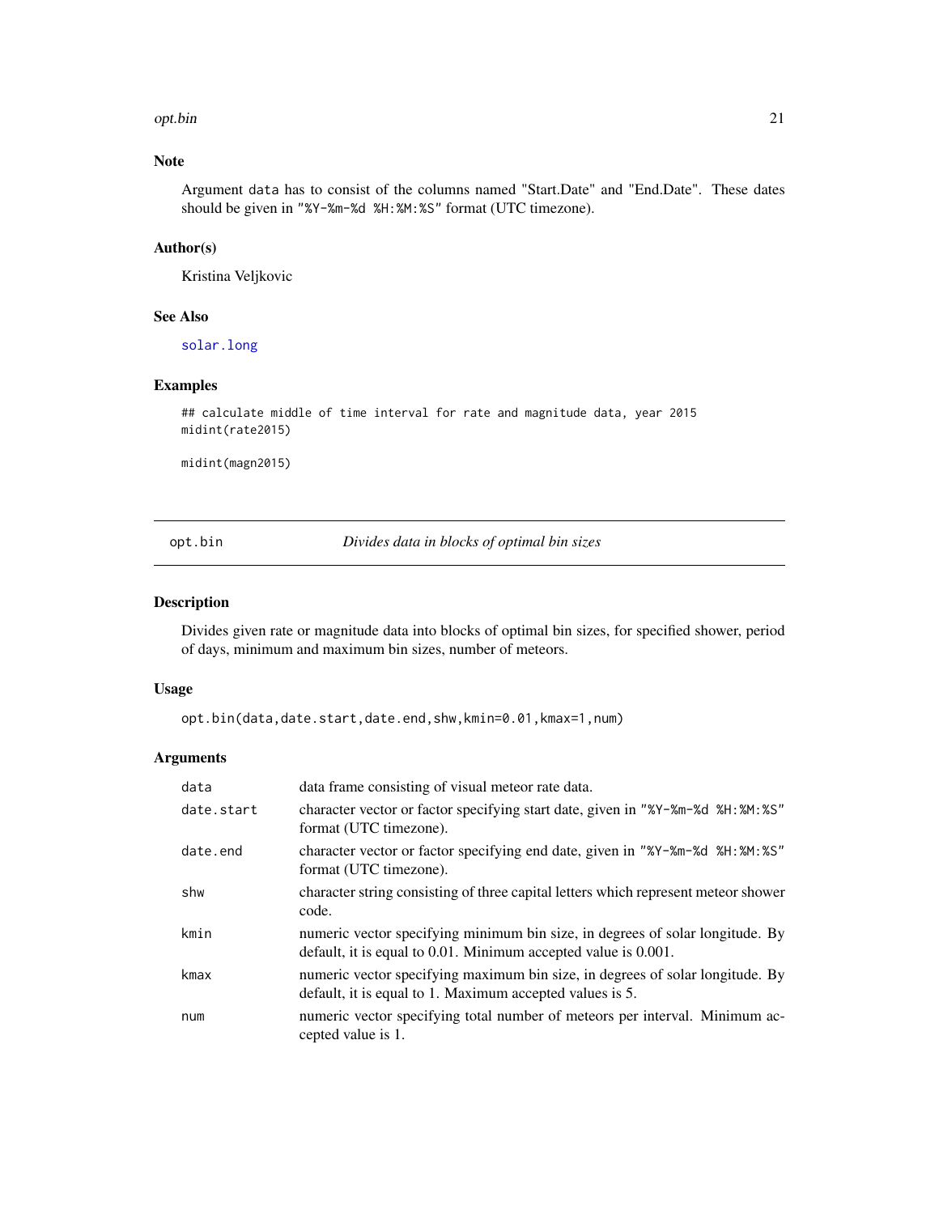## Note

Argument `data` has to consist of the columns named "Start.Date" and "End.Date". These dates should be given in `"%Y-%m-%d %H:%M:%S"` format (UTC timezone).

## Author(s)

Kristina Veljkovic

## See Also

`solar.long`

## Examples

```
## calculate middle of time interval for rate and magnitude data, year 2015
midint(rate2015)

midint(magn2015)
```

---

# opt.bin — *Divides data in blocks of optimal bin sizes*

## Description

Divides given rate or magnitude data into blocks of optimal bin sizes, for specified shower, period of days, minimum and maximum bin sizes, number of meteors.

## Usage

```
opt.bin(data,date.start,date.end,shw,kmin=0.01,kmax=1,num)
```

## Arguments

| | |
|---|---|
| `data` | data frame consisting of visual meteor rate data. |
| `date.start` | character vector or factor specifying start date, given in `"%Y-%m-%d %H:%M:%S"` format (UTC timezone). |
| `date.end` | character vector or factor specifying end date, given in `"%Y-%m-%d %H:%M:%S"` format (UTC timezone). |
| `shw` | character string consisting of three capital letters which represent meteor shower code. |
| `kmin` | numeric vector specifying minimum bin size, in degrees of solar longitude. By default, it is equal to 0.01. Minimum accepted value is 0.001. |
| `kmax` | numeric vector specifying maximum bin size, in degrees of solar longitude. By default, it is equal to 1. Maximum accepted values is 5. |
| `num` | numeric vector specifying total number of meteors per interval. Minimum accepted value is 1. |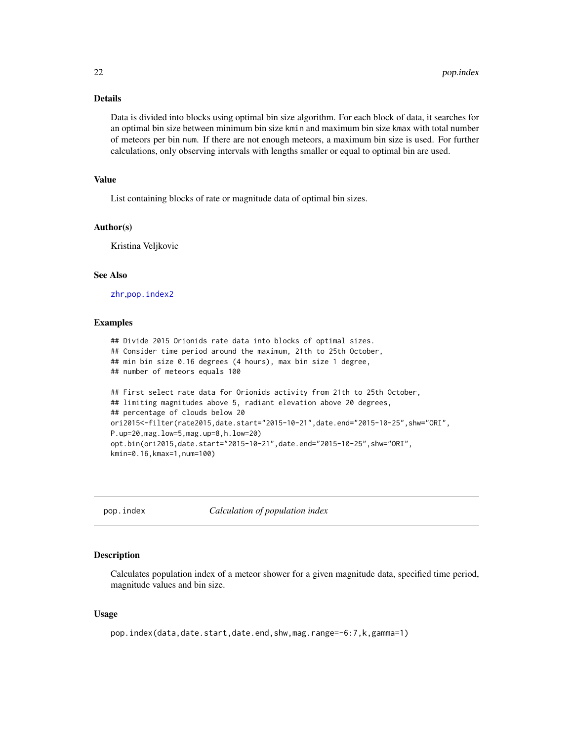### Details

Data is divided into blocks using optimal bin size algorithm. For each block of data, it searches for an optimal bin size between minimum bin size `kmin` and maximum bin size `kmax` with total number of meteors per bin `num`. If there are not enough meteors, a maximum bin size is used. For further calculations, only observing intervals with lengths smaller or equal to optimal bin are used.

### Value

List containing blocks of rate or magnitude data of optimal bin sizes.

### Author(s)

Kristina Veljkovic

### See Also

`zhr`,`pop.index2`

### Examples

```
## Divide 2015 Orionids rate data into blocks of optimal sizes.
## Consider time period around the maximum, 21th to 25th October,
## min bin size 0.16 degrees (4 hours), max bin size 1 degree,
## number of meteors equals 100

## First select rate data for Orionids activity from 21th to 25th October,
## limiting magnitudes above 5, radiant elevation above 20 degrees,
## percentage of clouds below 20
ori2015<-filter(rate2015,date.start="2015-10-21",date.end="2015-10-25",shw="ORI",
P.up=20,mag.low=5,mag.up=8,h.low=20)
opt.bin(ori2015,date.start="2015-10-21",date.end="2015-10-25",shw="ORI",
kmin=0.16,kmax=1,num=100)
```

## pop.index — *Calculation of population index*

### Description

Calculates population index of a meteor shower for a given magnitude data, specified time period, magnitude values and bin size.

### Usage

```
pop.index(data,date.start,date.end,shw,mag.range=-6:7,k,gamma=1)
```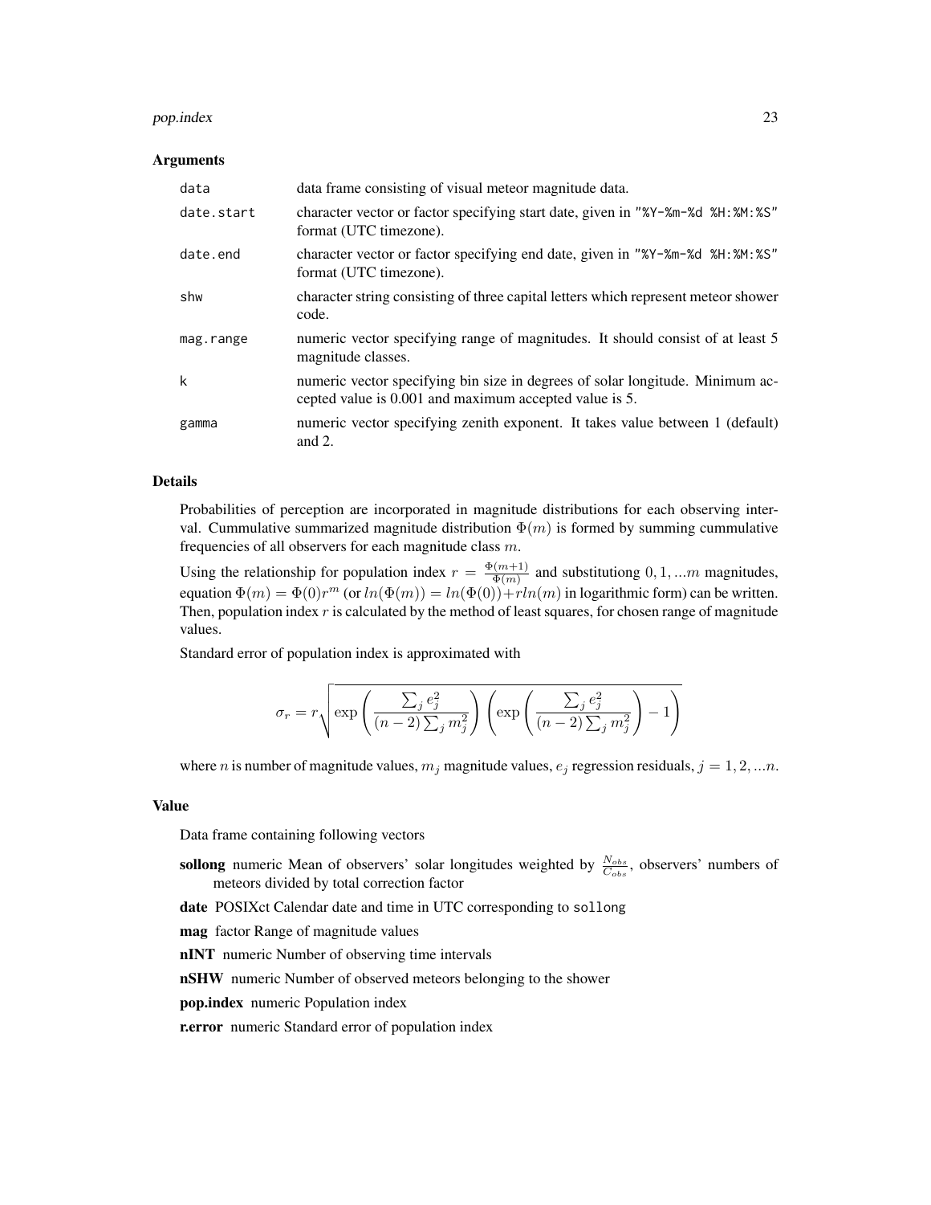### Arguments

| | |
|---|---|
| data | data frame consisting of visual meteor magnitude data. |
| date.start | character vector or factor specifying start date, given in "%Y-%m-%d %H:%M:%S" format (UTC timezone). |
| date.end | character vector or factor specifying end date, given in "%Y-%m-%d %H:%M:%S" format (UTC timezone). |
| shw | character string consisting of three capital letters which represent meteor shower code. |
| mag.range | numeric vector specifying range of magnitudes. It should consist of at least 5 magnitude classes. |
| k | numeric vector specifying bin size in degrees of solar longitude. Minimum accepted value is 0.001 and maximum accepted value is 5. |
| gamma | numeric vector specifying zenith exponent. It takes value between 1 (default) and 2. |

### Details

Probabilities of perception are incorporated in magnitude distributions for each observing interval. Cummulative summarized magnitude distribution $\Phi(m)$ is formed by summing cummulative frequencies of all observers for each magnitude class $m$.

Using the relationship for population index $r = \frac{\Phi(m+1)}{\Phi(m)}$ and substitutiong $0, 1, ...m$ magnitudes, equation $\Phi(m) = \Phi(0)r^m$ (or $ln(\Phi(m)) = ln(\Phi(0)) + rln(m)$ in logarithmic form) can be written. Then, population index $r$ is calculated by the method of least squares, for chosen range of magnitude values.

Standard error of population index is approximated with

$$\sigma_r = r\sqrt{\exp\left(\frac{\sum_j e_j^2}{(n-2)\sum_j m_j^2}\right)\left(\exp\left(\frac{\sum_j e_j^2}{(n-2)\sum_j m_j^2}\right) - 1\right)}$$

where $n$ is number of magnitude values, $m_j$ magnitude values, $e_j$ regression residuals, $j = 1, 2, ...n$.

### Value

Data frame containing following vectors

**sollong** numeric Mean of observers' solar longitudes weighted by $\frac{N_{obs}}{C_{obs}}$, observers' numbers of meteors divided by total correction factor

**date** POSIXct Calendar date and time in UTC corresponding to sollong

**mag** factor Range of magnitude values

**nINT** numeric Number of observing time intervals

**nSHW** numeric Number of observed meteors belonging to the shower

**pop.index** numeric Population index

**r.error** numeric Standard error of population index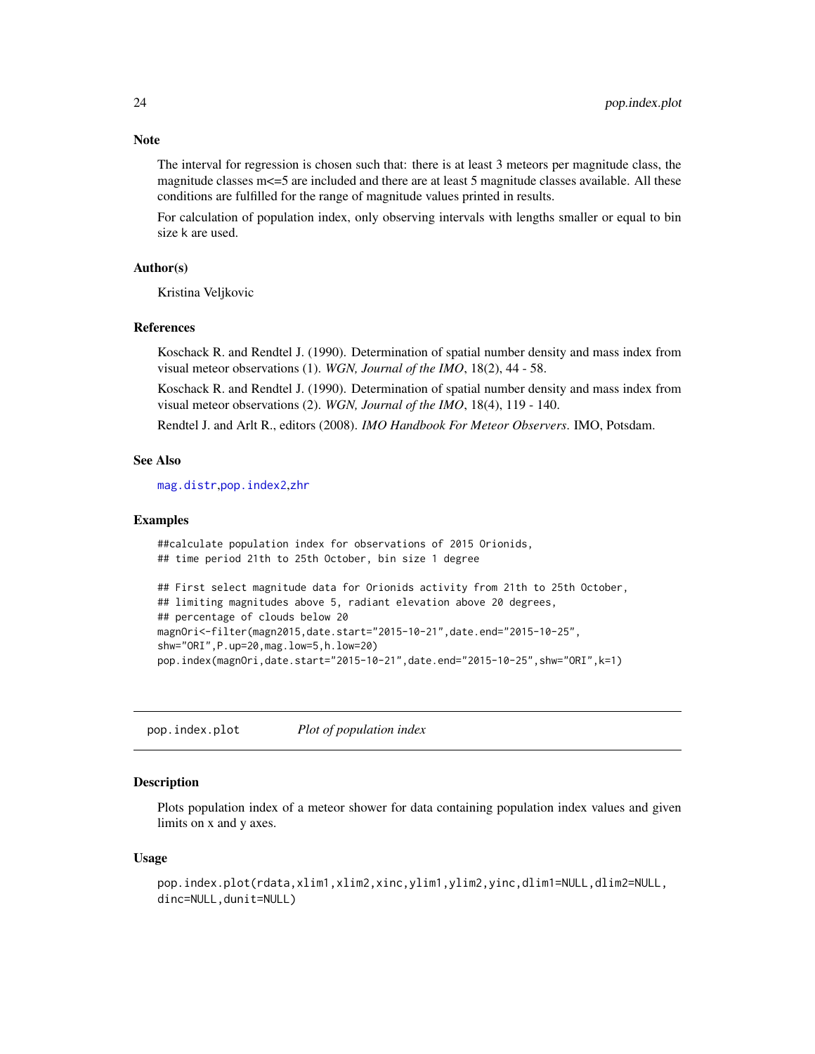### Note

The interval for regression is chosen such that: there is at least 3 meteors per magnitude class, the magnitude classes m<=5 are included and there are at least 5 magnitude classes available. All these conditions are fulfilled for the range of magnitude values printed in results.

For calculation of population index, only observing intervals with lengths smaller or equal to bin size k are used.

### Author(s)

Kristina Veljkovic

### References

Koschack R. and Rendtel J. (1990). Determination of spatial number density and mass index from visual meteor observations (1). *WGN, Journal of the IMO*, 18(2), 44 - 58.

Koschack R. and Rendtel J. (1990). Determination of spatial number density and mass index from visual meteor observations (2). *WGN, Journal of the IMO*, 18(4), 119 - 140.

Rendtel J. and Arlt R., editors (2008). *IMO Handbook For Meteor Observers*. IMO, Potsdam.

### See Also

mag.distr,pop.index2,zhr

### Examples

```
##calculate population index for observations of 2015 Orionids,
## time period 21th to 25th October, bin size 1 degree

## First select magnitude data for Orionids activity from 21th to 25th October,
## limiting magnitudes above 5, radiant elevation above 20 degrees,
## percentage of clouds below 20
magnOri<-filter(magn2015,date.start="2015-10-21",date.end="2015-10-25",
shw="ORI",P.up=20,mag.low=5,h.low=20)
pop.index(magnOri,date.start="2015-10-21",date.end="2015-10-25",shw="ORI",k=1)
```

---

## pop.index.plot *Plot of population index*

### Description

Plots population index of a meteor shower for data containing population index values and given limits on x and y axes.

### Usage

```
pop.index.plot(rdata,xlim1,xlim2,xinc,ylim1,ylim2,yinc,dlim1=NULL,dlim2=NULL,
dinc=NULL,dunit=NULL)
```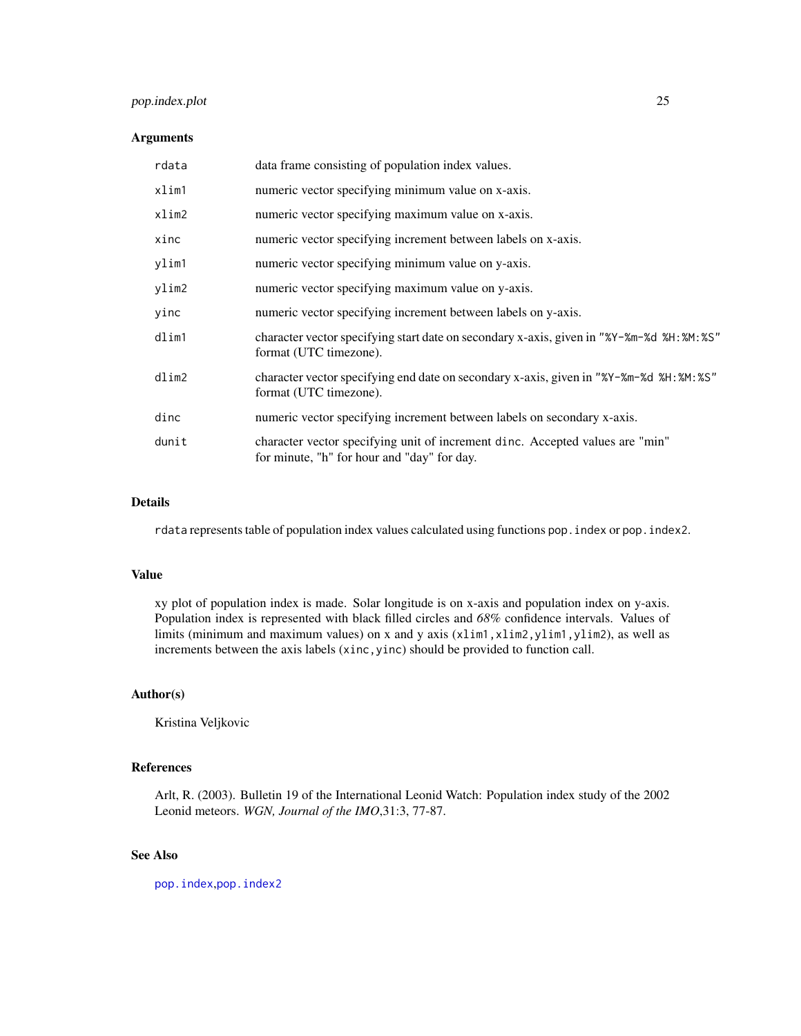### Arguments

| | |
|---|---|
| rdata | data frame consisting of population index values. |
| xlim1 | numeric vector specifying minimum value on x-axis. |
| xlim2 | numeric vector specifying maximum value on x-axis. |
| xinc | numeric vector specifying increment between labels on x-axis. |
| ylim1 | numeric vector specifying minimum value on y-axis. |
| ylim2 | numeric vector specifying maximum value on y-axis. |
| yinc | numeric vector specifying increment between labels on y-axis. |
| dlim1 | character vector specifying start date on secondary x-axis, given in "%Y-%m-%d %H:%M:%S" format (UTC timezone). |
| dlim2 | character vector specifying end date on secondary x-axis, given in "%Y-%m-%d %H:%M:%S" format (UTC timezone). |
| dinc | numeric vector specifying increment between labels on secondary x-axis. |
| dunit | character vector specifying unit of increment `dinc`. Accepted values are "min" for minute, "h" for hour and "day" for day. |

### Details

`rdata` represents table of population index values calculated using functions `pop.index` or `pop.index2`.

### Value

xy plot of population index is made. Solar longitude is on x-axis and population index on y-axis. Population index is represented with black filled circles and *68%* confidence intervals. Values of limits (minimum and maximum values) on x and y axis (`xlim1,xlim2,ylim1,ylim2`), as well as increments between the axis labels (`xinc,yinc`) should be provided to function call.

### Author(s)

Kristina Veljkovic

### References

Arlt, R. (2003). Bulletin 19 of the International Leonid Watch: Population index study of the 2002 Leonid meteors. *WGN, Journal of the IMO*,31:3, 77-87.

### See Also

`pop.index`,`pop.index2`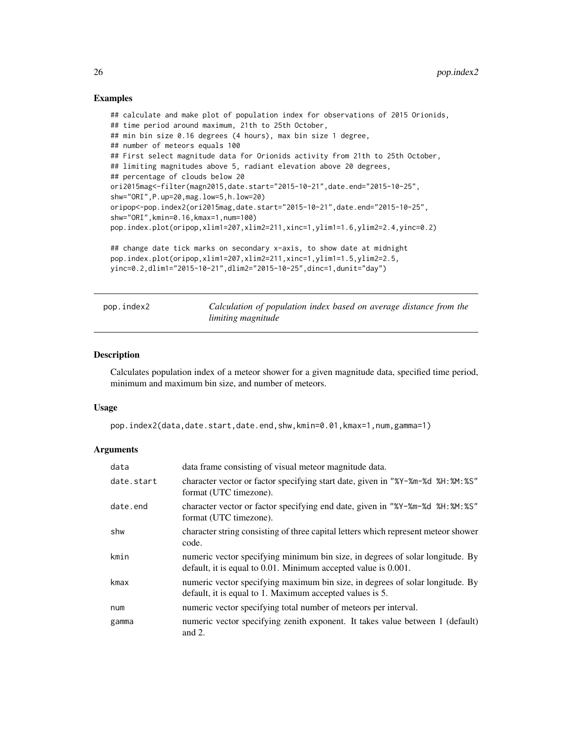### Examples

```
## calculate and make plot of population index for observations of 2015 Orionids,
## time period around maximum, 21th to 25th October,
## min bin size 0.16 degrees (4 hours), max bin size 1 degree,
## number of meteors equals 100
## First select magnitude data for Orionids activity from 21th to 25th October,
## limiting magnitudes above 5, radiant elevation above 20 degrees,
## percentage of clouds below 20
ori2015mag<-filter(magn2015,date.start="2015-10-21",date.end="2015-10-25",
shw="ORI",P.up=20,mag.low=5,h.low=20)
oripop<-pop.index2(ori2015mag,date.start="2015-10-21",date.end="2015-10-25",
shw="ORI",kmin=0.16,kmax=1,num=100)
pop.index.plot(oripop,xlim1=207,xlim2=211,xinc=1,ylim1=1.6,ylim2=2.4,yinc=0.2)

## change date tick marks on secondary x-axis, to show date at midnight
pop.index.plot(oripop,xlim1=207,xlim2=211,xinc=1,ylim1=1.5,ylim2=2.5,
yinc=0.2,dlim1="2015-10-21",dlim2="2015-10-25",dinc=1,dunit="day")
```

---

## pop.index2 — *Calculation of population index based on average distance from the limiting magnitude*

### Description

Calculates population index of a meteor shower for a given magnitude data, specified time period, minimum and maximum bin size, and number of meteors.

### Usage

```
pop.index2(data,date.start,date.end,shw,kmin=0.01,kmax=1,num,gamma=1)
```

### Arguments

| | |
|---|---|
| data | data frame consisting of visual meteor magnitude data. |
| date.start | character vector or factor specifying start date, given in "%Y-%m-%d %H:%M:%S" format (UTC timezone). |
| date.end | character vector or factor specifying end date, given in "%Y-%m-%d %H:%M:%S" format (UTC timezone). |
| shw | character string consisting of three capital letters which represent meteor shower code. |
| kmin | numeric vector specifying minimum bin size, in degrees of solar longitude. By default, it is equal to 0.01. Minimum accepted value is 0.001. |
| kmax | numeric vector specifying maximum bin size, in degrees of solar longitude. By default, it is equal to 1. Maximum accepted values is 5. |
| num | numeric vector specifying total number of meteors per interval. |
| gamma | numeric vector specifying zenith exponent. It takes value between 1 (default) and 2. |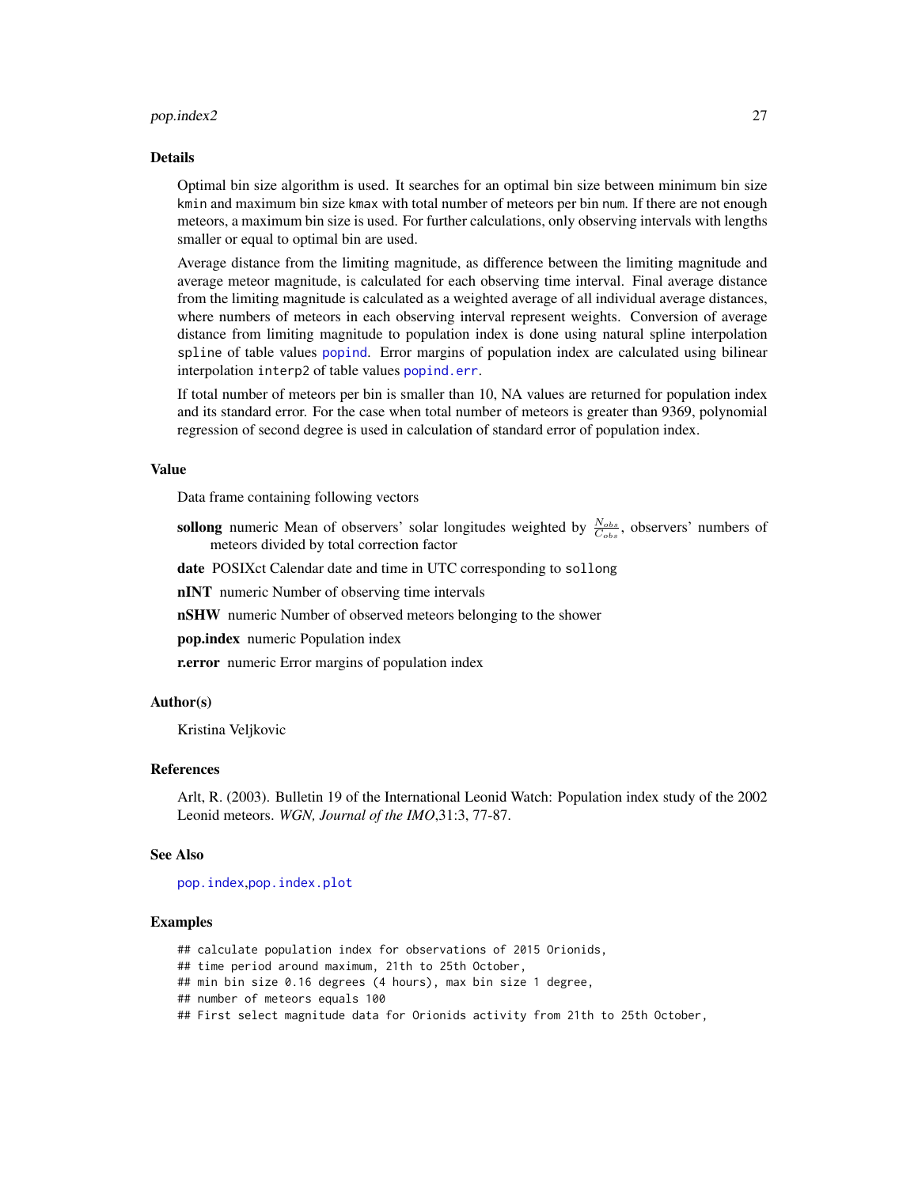### Details

Optimal bin size algorithm is used. It searches for an optimal bin size between minimum bin size `kmin` and maximum bin size `kmax` with total number of meteors per bin `num`. If there are not enough meteors, a maximum bin size is used. For further calculations, only observing intervals with lengths smaller or equal to optimal bin are used.

Average distance from the limiting magnitude, as difference between the limiting magnitude and average meteor magnitude, is calculated for each observing time interval. Final average distance from the limiting magnitude is calculated as a weighted average of all individual average distances, where numbers of meteors in each observing interval represent weights. Conversion of average distance from limiting magnitude to population index is done using natural spline interpolation `spline` of table values `popind`. Error margins of population index are calculated using bilinear interpolation `interp2` of table values `popind.err`.

If total number of meteors per bin is smaller than 10, NA values are returned for population index and its standard error. For the case when total number of meteors is greater than 9369, polynomial regression of second degree is used in calculation of standard error of population index.

### Value

Data frame containing following vectors

**sollong** numeric Mean of observers' solar longitudes weighted by $\frac{N_{obs}}{C_{obs}}$, observers' numbers of meteors divided by total correction factor

**date** POSIXct Calendar date and time in UTC corresponding to `sollong`

**nINT** numeric Number of observing time intervals

**nSHW** numeric Number of observed meteors belonging to the shower

**pop.index** numeric Population index

**r.error** numeric Error margins of population index

### Author(s)

Kristina Veljkovic

### References

Arlt, R. (2003). Bulletin 19 of the International Leonid Watch: Population index study of the 2002 Leonid meteors. *WGN, Journal of the IMO*,31:3, 77-87.

### See Also

`pop.index`,`pop.index.plot`

### Examples

```
## calculate population index for observations of 2015 Orionids,
## time period around maximum, 21th to 25th October,
## min bin size 0.16 degrees (4 hours), max bin size 1 degree,
## number of meteors equals 100
## First select magnitude data for Orionids activity from 21th to 25th October,
```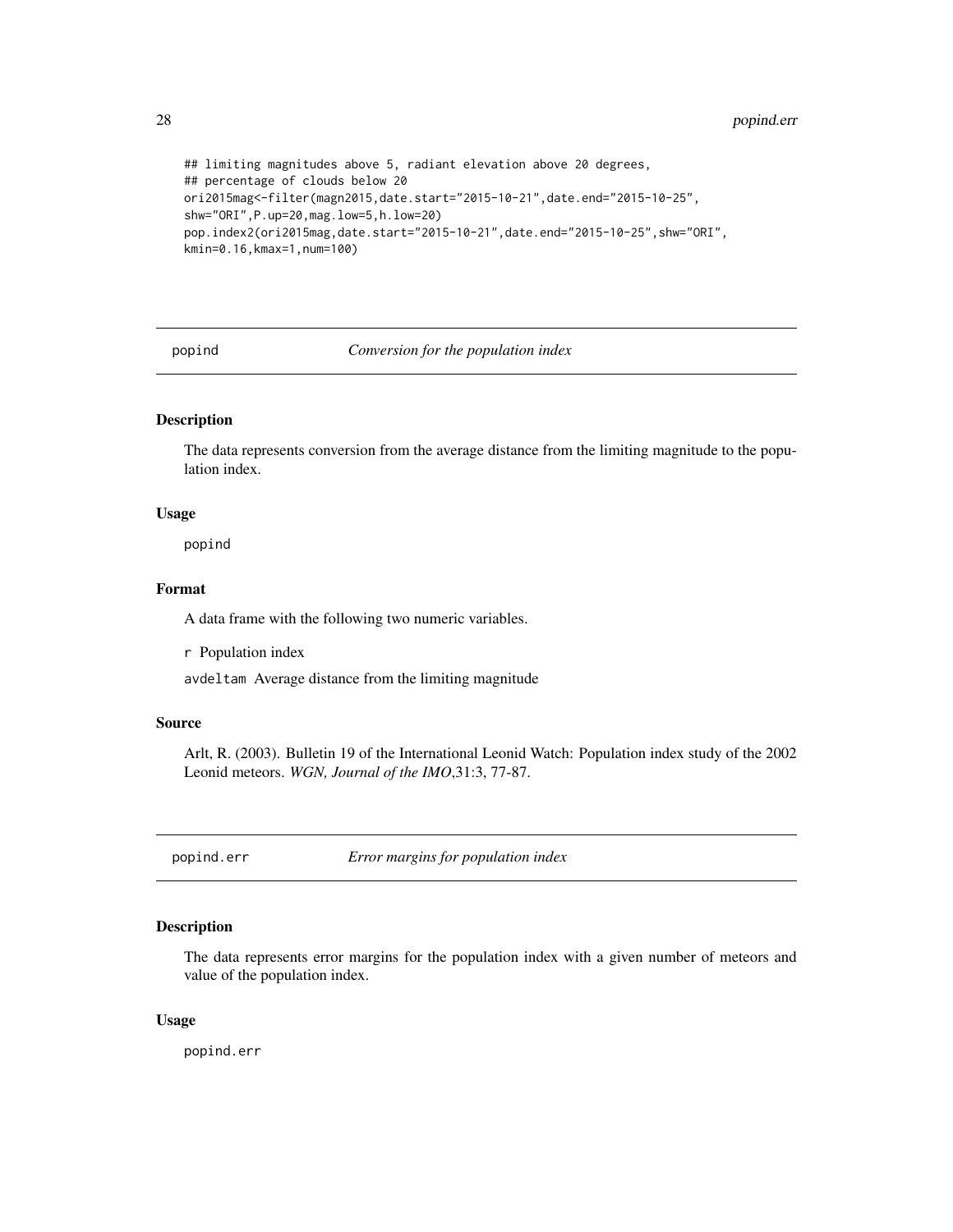```
## limiting magnitudes above 5, radiant elevation above 20 degrees,
## percentage of clouds below 20
ori2015mag<-filter(magn2015,date.start="2015-10-21",date.end="2015-10-25",
shw="ORI",P.up=20,mag.low=5,h.low=20)
pop.index2(ori2015mag,date.start="2015-10-21",date.end="2015-10-25",shw="ORI",
kmin=0.16,kmax=1,num=100)
```

## popind — *Conversion for the population index*

### Description

The data represents conversion from the average distance from the limiting magnitude to the population index.

### Usage

```
popind
```

### Format

A data frame with the following two numeric variables.

`r` Population index

`avdeltam` Average distance from the limiting magnitude

### Source

Arlt, R. (2003). Bulletin 19 of the International Leonid Watch: Population index study of the 2002 Leonid meteors. *WGN, Journal of the IMO*,31:3, 77-87.

## popind.err — *Error margins for population index*

### Description

The data represents error margins for the population index with a given number of meteors and value of the population index.

### Usage

```
popind.err
```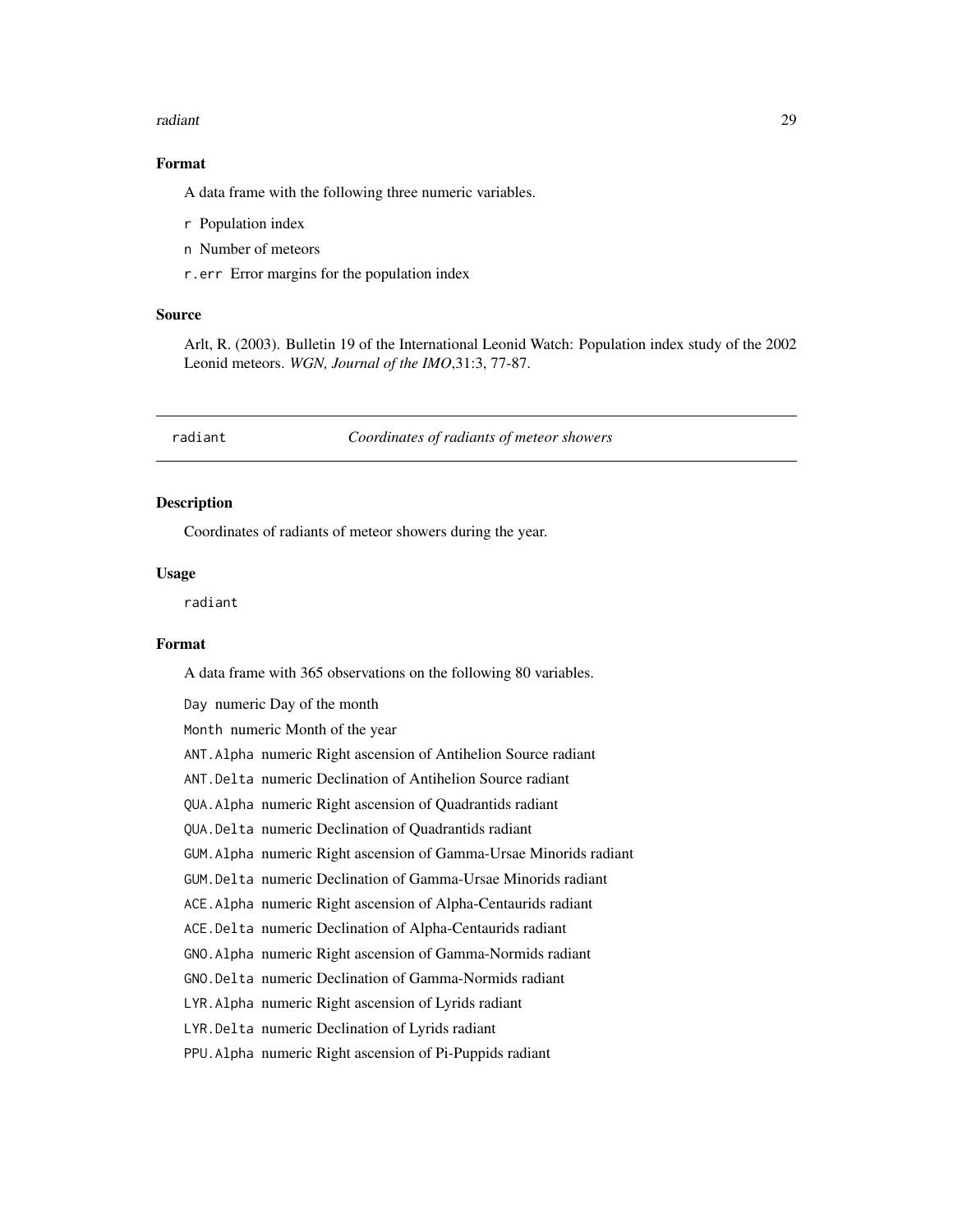### Format

A data frame with the following three numeric variables.

`r` Population index

`n` Number of meteors

`r.err` Error margins for the population index

### Source

Arlt, R. (2003). Bulletin 19 of the International Leonid Watch: Population index study of the 2002 Leonid meteors. *WGN, Journal of the IMO*,31:3, 77-87.

---

## radiant — *Coordinates of radiants of meteor showers*

---

### Description

Coordinates of radiants of meteor showers during the year.

### Usage

```
radiant
```

### Format

A data frame with 365 observations on the following 80 variables.

`Day` numeric Day of the month

`Month` numeric Month of the year

`ANT.Alpha` numeric Right ascension of Antihelion Source radiant

`ANT.Delta` numeric Declination of Antihelion Source radiant

`QUA.Alpha` numeric Right ascension of Quadrantids radiant

`QUA.Delta` numeric Declination of Quadrantids radiant

`GUM.Alpha` numeric Right ascension of Gamma-Ursae Minorids radiant

`GUM.Delta` numeric Declination of Gamma-Ursae Minorids radiant

`ACE.Alpha` numeric Right ascension of Alpha-Centaurids radiant

`ACE.Delta` numeric Declination of Alpha-Centaurids radiant

`GNO.Alpha` numeric Right ascension of Gamma-Normids radiant

`GNO.Delta` numeric Declination of Gamma-Normids radiant

`LYR.Alpha` numeric Right ascension of Lyrids radiant

`LYR.Delta` numeric Declination of Lyrids radiant

`PPU.Alpha` numeric Right ascension of Pi-Puppids radiant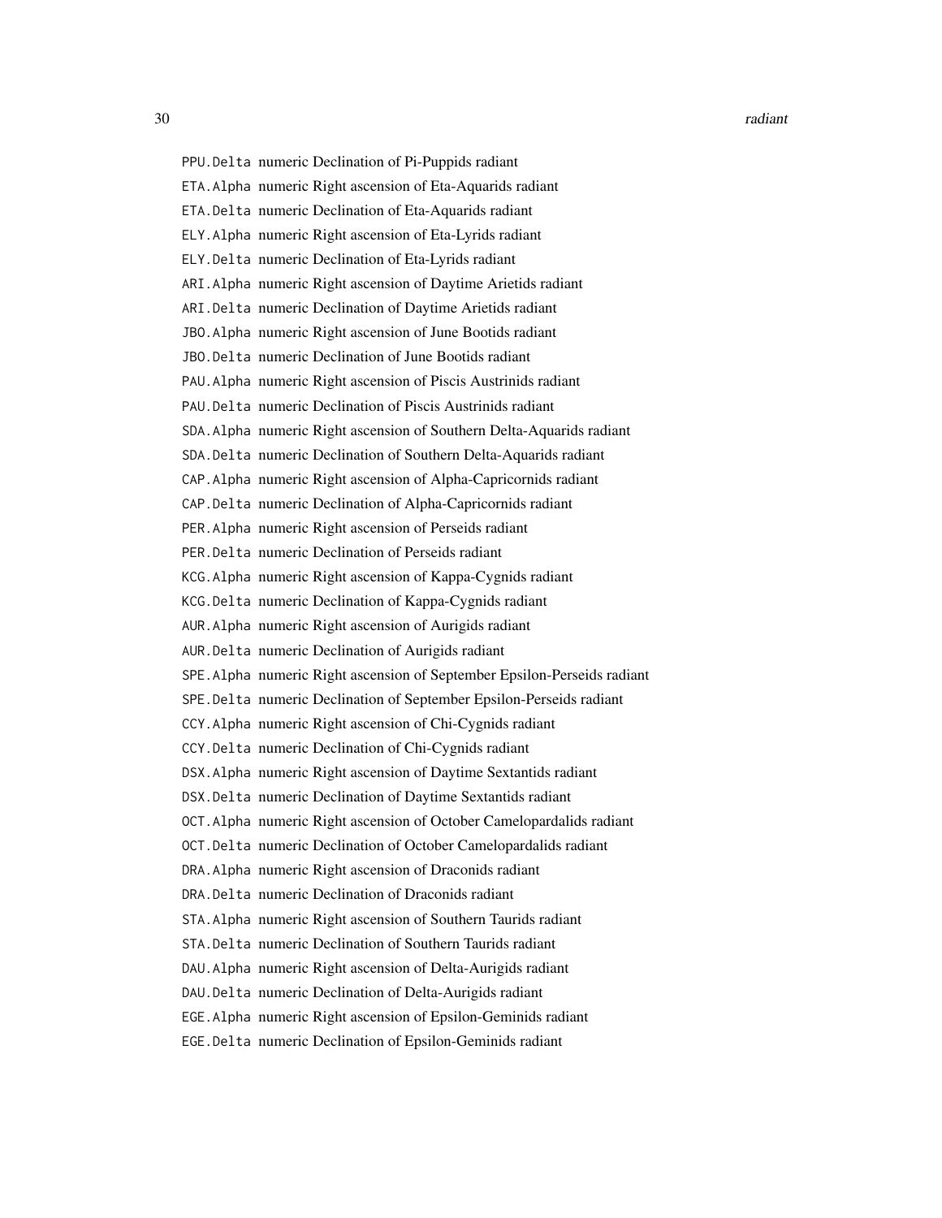PPU.Delta numeric Declination of Pi-Puppids radiant

ETA.Alpha numeric Right ascension of Eta-Aquarids radiant

ETA.Delta numeric Declination of Eta-Aquarids radiant

ELY.Alpha numeric Right ascension of Eta-Lyrids radiant

ELY.Delta numeric Declination of Eta-Lyrids radiant

ARI.Alpha numeric Right ascension of Daytime Arietids radiant

ARI.Delta numeric Declination of Daytime Arietids radiant

JBO.Alpha numeric Right ascension of June Bootids radiant

JBO.Delta numeric Declination of June Bootids radiant

PAU.Alpha numeric Right ascension of Piscis Austrinids radiant

PAU.Delta numeric Declination of Piscis Austrinids radiant

SDA.Alpha numeric Right ascension of Southern Delta-Aquarids radiant

SDA.Delta numeric Declination of Southern Delta-Aquarids radiant

CAP.Alpha numeric Right ascension of Alpha-Capricornids radiant

CAP.Delta numeric Declination of Alpha-Capricornids radiant

PER.Alpha numeric Right ascension of Perseids radiant

PER.Delta numeric Declination of Perseids radiant

KCG.Alpha numeric Right ascension of Kappa-Cygnids radiant

KCG.Delta numeric Declination of Kappa-Cygnids radiant

AUR.Alpha numeric Right ascension of Aurigids radiant

AUR.Delta numeric Declination of Aurigids radiant

SPE.Alpha numeric Right ascension of September Epsilon-Perseids radiant

SPE.Delta numeric Declination of September Epsilon-Perseids radiant

CCY.Alpha numeric Right ascension of Chi-Cygnids radiant

CCY.Delta numeric Declination of Chi-Cygnids radiant

DSX.Alpha numeric Right ascension of Daytime Sextantids radiant

DSX.Delta numeric Declination of Daytime Sextantids radiant

OCT.Alpha numeric Right ascension of October Camelopardalids radiant

OCT.Delta numeric Declination of October Camelopardalids radiant

DRA.Alpha numeric Right ascension of Draconids radiant

DRA.Delta numeric Declination of Draconids radiant

STA.Alpha numeric Right ascension of Southern Taurids radiant

STA.Delta numeric Declination of Southern Taurids radiant

DAU.Alpha numeric Right ascension of Delta-Aurigids radiant

DAU.Delta numeric Declination of Delta-Aurigids radiant

EGE.Alpha numeric Right ascension of Epsilon-Geminids radiant

EGE.Delta numeric Declination of Epsilon-Geminids radiant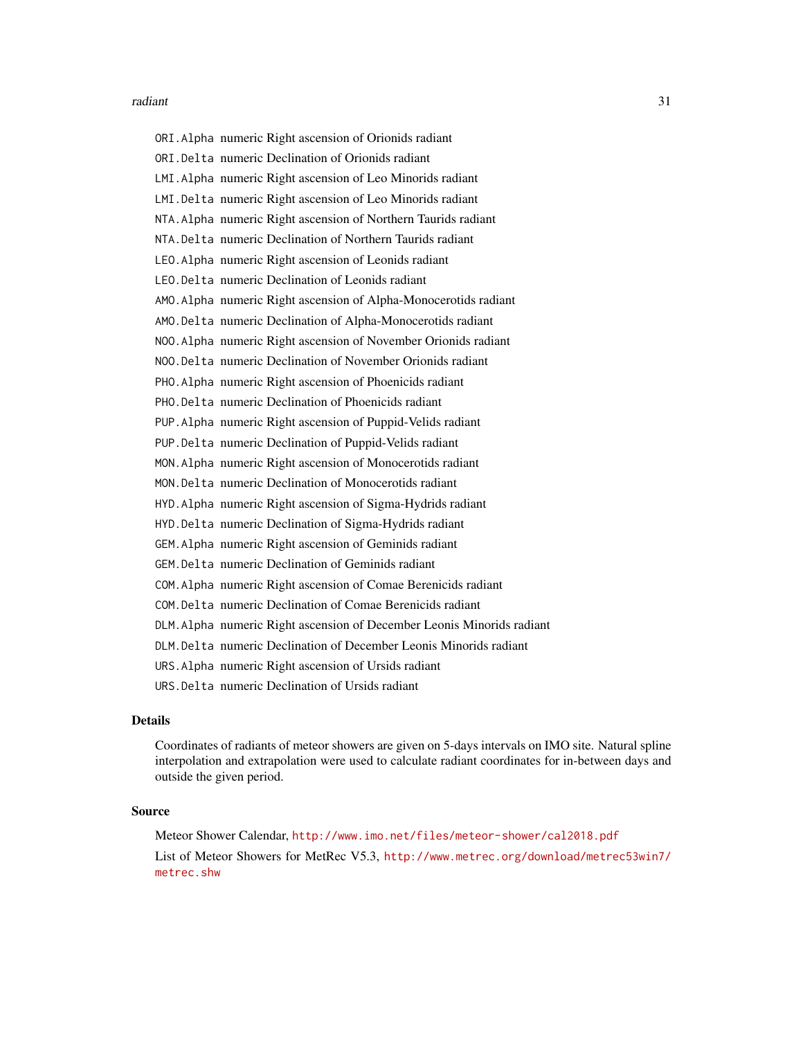`ORI.Alpha` numeric Right ascension of Orionids radiant

`ORI.Delta` numeric Declination of Orionids radiant

`LMI.Alpha` numeric Right ascension of Leo Minorids radiant

`LMI.Delta` numeric Right ascension of Leo Minorids radiant

`NTA.Alpha` numeric Right ascension of Northern Taurids radiant

`NTA.Delta` numeric Declination of Northern Taurids radiant

`LEO.Alpha` numeric Right ascension of Leonids radiant

`LEO.Delta` numeric Declination of Leonids radiant

`AMO.Alpha` numeric Right ascension of Alpha-Monocerotids radiant

`AMO.Delta` numeric Declination of Alpha-Monocerotids radiant

`NOO.Alpha` numeric Right ascension of November Orionids radiant

`NOO.Delta` numeric Declination of November Orionids radiant

`PHO.Alpha` numeric Right ascension of Phoenicids radiant

`PHO.Delta` numeric Declination of Phoenicids radiant

`PUP.Alpha` numeric Right ascension of Puppid-Velids radiant

`PUP.Delta` numeric Declination of Puppid-Velids radiant

`MON.Alpha` numeric Right ascension of Monocerotids radiant

`MON.Delta` numeric Declination of Monocerotids radiant

`HYD.Alpha` numeric Right ascension of Sigma-Hydrids radiant

`HYD.Delta` numeric Declination of Sigma-Hydrids radiant

`GEM.Alpha` numeric Right ascension of Geminids radiant

`GEM.Delta` numeric Declination of Geminids radiant

`COM.Alpha` numeric Right ascension of Comae Berenicids radiant

`COM.Delta` numeric Declination of Comae Berenicids radiant

`DLM.Alpha` numeric Right ascension of December Leonis Minorids radiant

`DLM.Delta` numeric Declination of December Leonis Minorids radiant

`URS.Alpha` numeric Right ascension of Ursids radiant

`URS.Delta` numeric Declination of Ursids radiant

## Details

Coordinates of radiants of meteor showers are given on 5-days intervals on IMO site. Natural spline interpolation and extrapolation were used to calculate radiant coordinates for in-between days and outside the given period.

## Source

Meteor Shower Calendar, http://www.imo.net/files/meteor-shower/cal2018.pdf

List of Meteor Showers for MetRec V5.3, http://www.metrec.org/download/metrec53win7/metrec.shw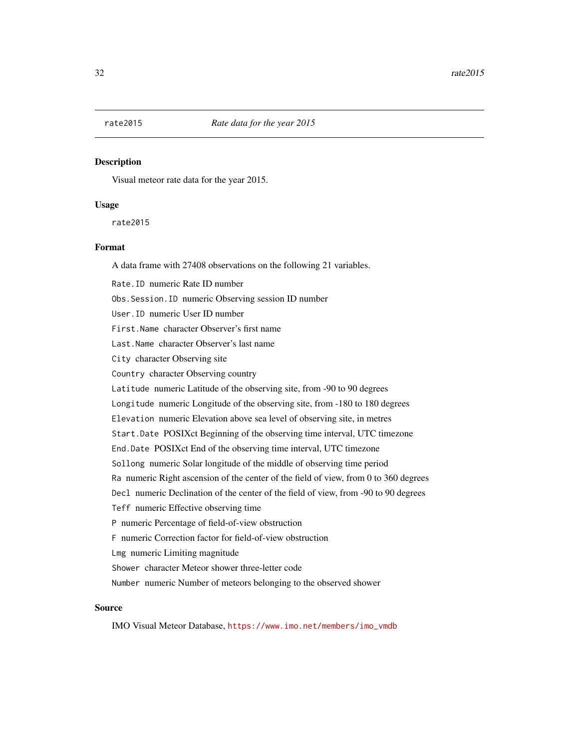`rate2015` *Rate data for the year 2015*

## Description

Visual meteor rate data for the year 2015.

## Usage

```
rate2015
```

## Format

A data frame with 27408 observations on the following 21 variables.

`Rate.ID` numeric Rate ID number

`Obs.Session.ID` numeric Observing session ID number

`User.ID` numeric User ID number

`First.Name` character Observer's first name

`Last.Name` character Observer's last name

`City` character Observing site

`Country` character Observing country

`Latitude` numeric Latitude of the observing site, from -90 to 90 degrees

`Longitude` numeric Longitude of the observing site, from -180 to 180 degrees

`Elevation` numeric Elevation above sea level of observing site, in metres

`Start.Date` POSIXct Beginning of the observing time interval, UTC timezone

`End.Date` POSIXct End of the observing time interval, UTC timezone

`Sollong` numeric Solar longitude of the middle of observing time period

`Ra` numeric Right ascension of the center of the field of view, from 0 to 360 degrees

`Decl` numeric Declination of the center of the field of view, from -90 to 90 degrees

`Teff` numeric Effective observing time

`P` numeric Percentage of field-of-view obstruction

`F` numeric Correction factor for field-of-view obstruction

`Lmg` numeric Limiting magnitude

`Shower` character Meteor shower three-letter code

`Number` numeric Number of meteors belonging to the observed shower

## Source

IMO Visual Meteor Database, https://www.imo.net/members/imo_vmdb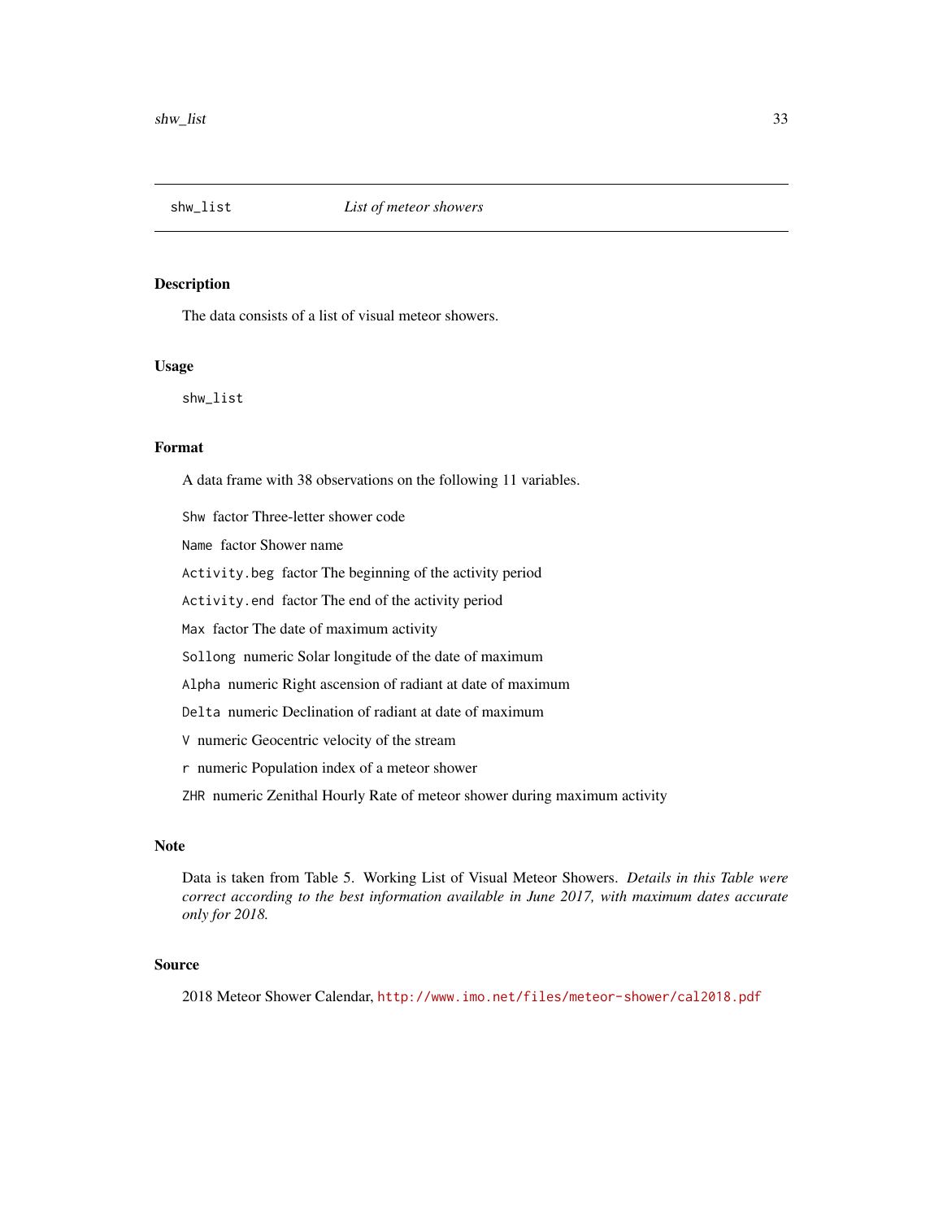# shw_list &nbsp;&nbsp;&nbsp; *List of meteor showers*

## Description

The data consists of a list of visual meteor showers.

## Usage

```
shw_list
```

## Format

A data frame with 38 observations on the following 11 variables.

- `Shw` factor Three-letter shower code
- `Name` factor Shower name
- `Activity.beg` factor The beginning of the activity period
- `Activity.end` factor The end of the activity period
- `Max` factor The date of maximum activity
- `Sollong` numeric Solar longitude of the date of maximum
- `Alpha` numeric Right ascension of radiant at date of maximum
- `Delta` numeric Declination of radiant at date of maximum
- `V` numeric Geocentric velocity of the stream
- `r` numeric Population index of a meteor shower
- `ZHR` numeric Zenithal Hourly Rate of meteor shower during maximum activity

## Note

Data is taken from Table 5. Working List of Visual Meteor Showers. *Details in this Table were correct according to the best information available in June 2017, with maximum dates accurate only for 2018.*

## Source

2018 Meteor Shower Calendar, http://www.imo.net/files/meteor-shower/cal2018.pdf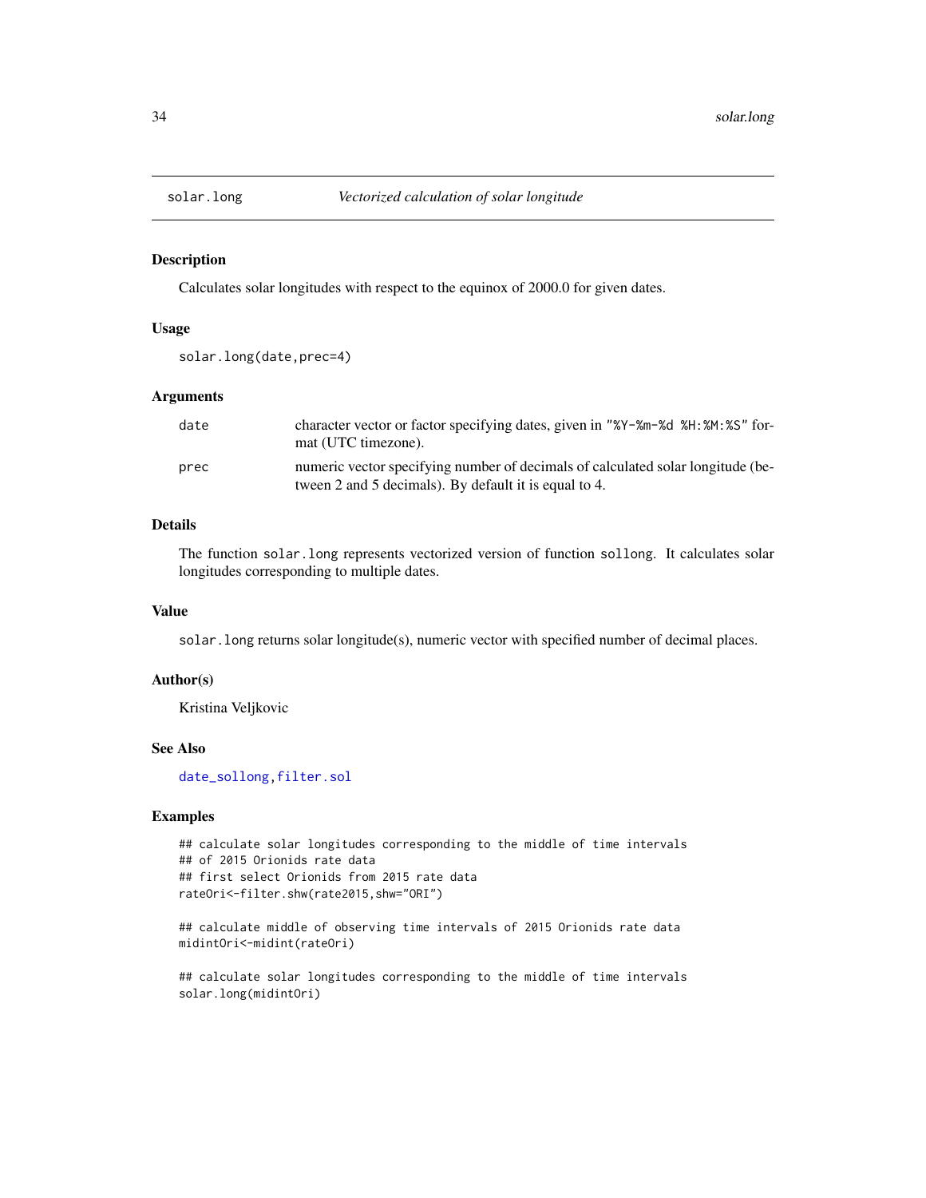# solar.long — *Vectorized calculation of solar longitude*

## Description

Calculates solar longitudes with respect to the equinox of 2000.0 for given dates.

## Usage

```
solar.long(date,prec=4)
```

## Arguments

| | |
|---|---|
| date | character vector or factor specifying dates, given in "%Y-%m-%d %H:%M:%S" format (UTC timezone). |
| prec | numeric vector specifying number of decimals of calculated solar longitude (between 2 and 5 decimals). By default it is equal to 4. |

## Details

The function `solar.long` represents vectorized version of function `sollong`. It calculates solar longitudes corresponding to multiple dates.

## Value

`solar.long` returns solar longitude(s), numeric vector with specified number of decimal places.

## Author(s)

Kristina Veljkovic

## See Also

`date_sollong`, `filter.sol`

## Examples

```
## calculate solar longitudes corresponding to the middle of time intervals
## of 2015 Orionids rate data
## first select Orionids from 2015 rate data
rateOri<-filter.shw(rate2015,shw="ORI")

## calculate middle of observing time intervals of 2015 Orionids rate data
midintOri<-midint(rateOri)

## calculate solar longitudes corresponding to the middle of time intervals
solar.long(midintOri)
```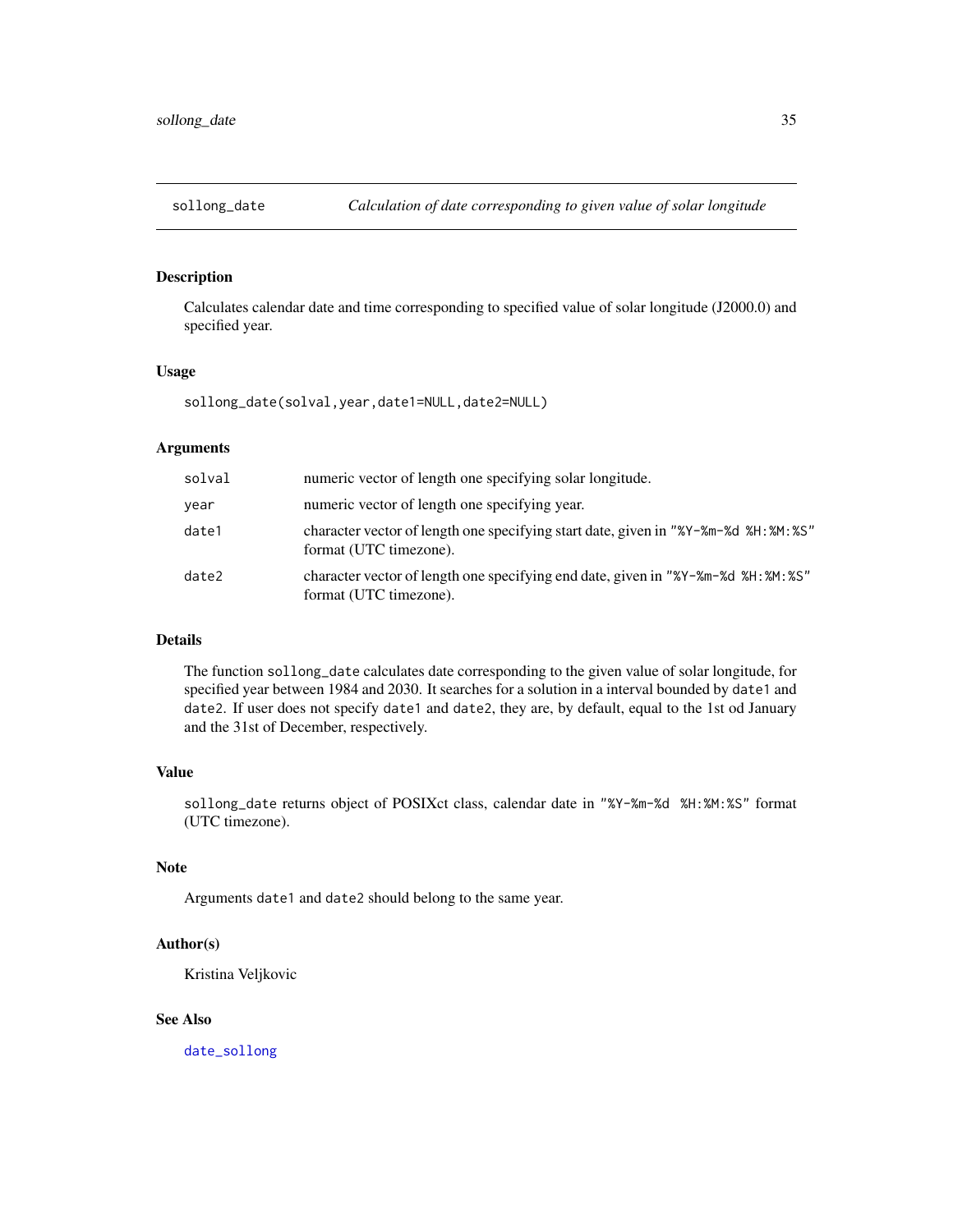# sollong_date — *Calculation of date corresponding to given value of solar longitude*

## Description

Calculates calendar date and time corresponding to specified value of solar longitude (J2000.0) and specified year.

## Usage

```
sollong_date(solval,year,date1=NULL,date2=NULL)
```

## Arguments

| | |
|---|---|
| solval | numeric vector of length one specifying solar longitude. |
| year | numeric vector of length one specifying year. |
| date1 | character vector of length one specifying start date, given in "%Y-%m-%d %H:%M:%S" format (UTC timezone). |
| date2 | character vector of length one specifying end date, given in "%Y-%m-%d %H:%M:%S" format (UTC timezone). |

## Details

The function `sollong_date` calculates date corresponding to the given value of solar longitude, for specified year between 1984 and 2030. It searches for a solution in a interval bounded by `date1` and `date2`. If user does not specify `date1` and `date2`, they are, by default, equal to the 1st od January and the 31st of December, respectively.

## Value

`sollong_date` returns object of POSIXct class, calendar date in "%Y-%m-%d %H:%M:%S" format (UTC timezone).

## Note

Arguments `date1` and `date2` should belong to the same year.

## Author(s)

Kristina Veljkovic

## See Also

`date_sollong`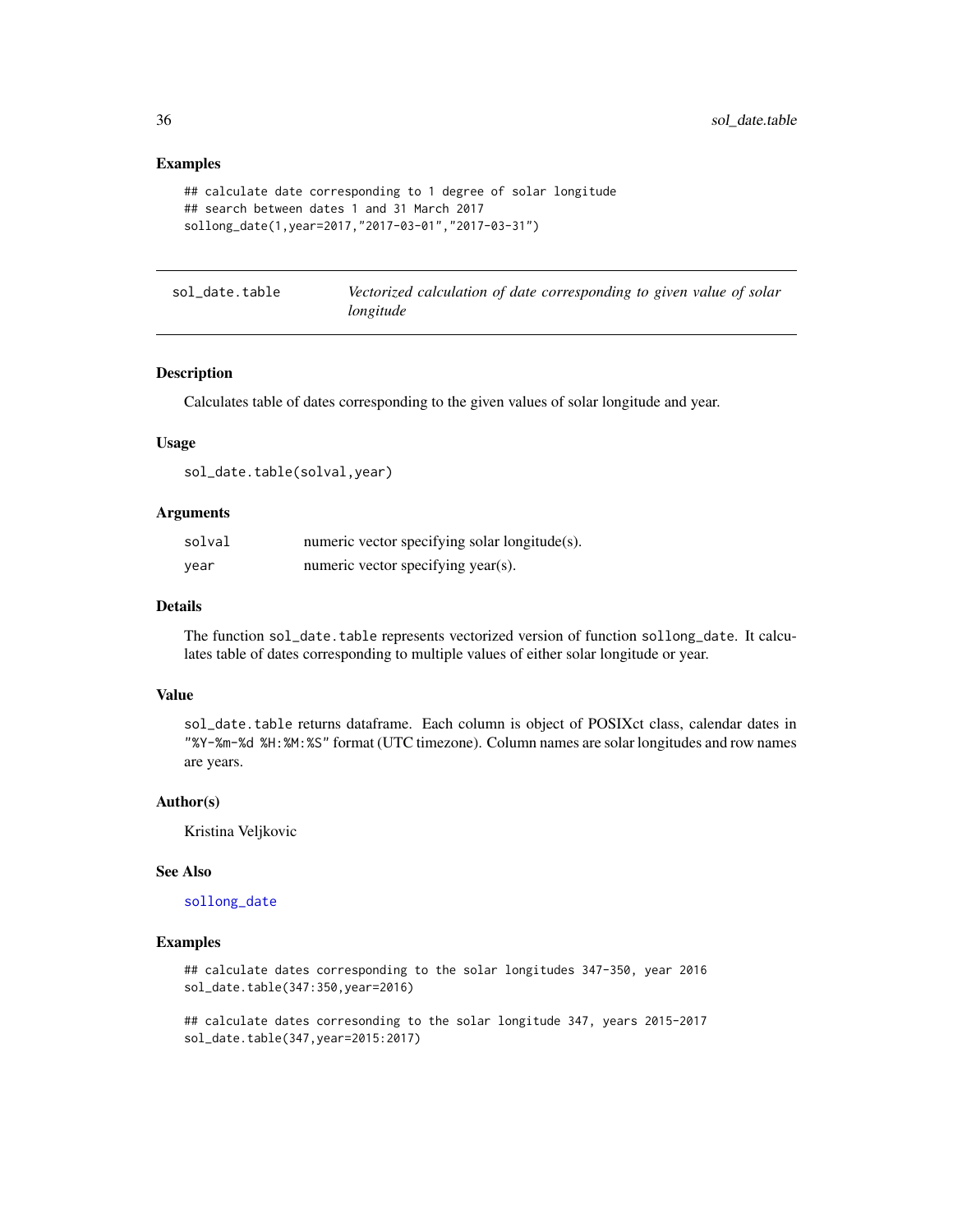## Examples

```
## calculate date corresponding to 1 degree of solar longitude
## search between dates 1 and 31 March 2017
sollong_date(1,year=2017,"2017-03-01","2017-03-31")
```

---

# sol_date.table — *Vectorized calculation of date corresponding to given value of solar longitude*

---

## Description

Calculates table of dates corresponding to the given values of solar longitude and year.

## Usage

```
sol_date.table(solval,year)
```

## Arguments

| | |
|---|---|
| solval | numeric vector specifying solar longitude(s). |
| year | numeric vector specifying year(s). |

## Details

The function sol_date.table represents vectorized version of function sollong_date. It calculates table of dates corresponding to multiple values of either solar longitude or year.

## Value

sol_date.table returns dataframe. Each column is object of POSIXct class, calendar dates in "%Y-%m-%d %H:%M:%S" format (UTC timezone). Column names are solar longitudes and row names are years.

## Author(s)

Kristina Veljkovic

## See Also

sollong_date

## Examples

```
## calculate dates corresponding to the solar longitudes 347-350, year 2016
sol_date.table(347:350,year=2016)

## calculate dates coresonding to the solar longitude 347, years 2015-2017
sol_date.table(347,year=2015:2017)
```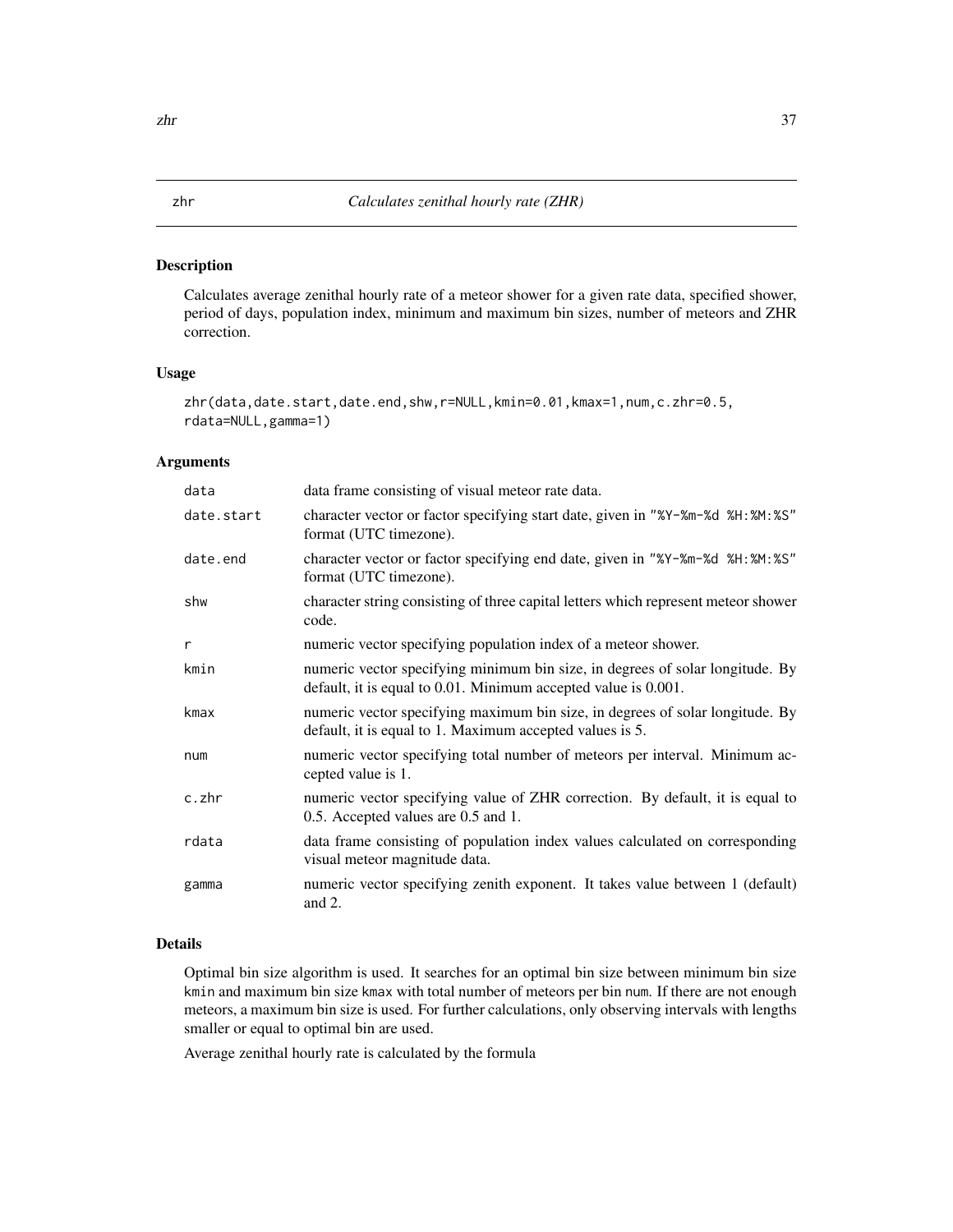## zhr — *Calculates zenithal hourly rate (ZHR)*

### Description

Calculates average zenithal hourly rate of a meteor shower for a given rate data, specified shower, period of days, population index, minimum and maximum bin sizes, number of meteors and ZHR correction.

### Usage

```
zhr(data,date.start,date.end,shw,r=NULL,kmin=0.01,kmax=1,num,c.zhr=0.5,
rdata=NULL,gamma=1)
```

### Arguments

| | |
|---|---|
| `data` | data frame consisting of visual meteor rate data. |
| `date.start` | character vector or factor specifying start date, given in "%Y-%m-%d %H:%M:%S" format (UTC timezone). |
| `date.end` | character vector or factor specifying end date, given in "%Y-%m-%d %H:%M:%S" format (UTC timezone). |
| `shw` | character string consisting of three capital letters which represent meteor shower code. |
| `r` | numeric vector specifying population index of a meteor shower. |
| `kmin` | numeric vector specifying minimum bin size, in degrees of solar longitude. By default, it is equal to 0.01. Minimum accepted value is 0.001. |
| `kmax` | numeric vector specifying maximum bin size, in degrees of solar longitude. By default, it is equal to 1. Maximum accepted values is 5. |
| `num` | numeric vector specifying total number of meteors per interval. Minimum accepted value is 1. |
| `c.zhr` | numeric vector specifying value of ZHR correction. By default, it is equal to 0.5. Accepted values are 0.5 and 1. |
| `rdata` | data frame consisting of population index values calculated on corresponding visual meteor magnitude data. |
| `gamma` | numeric vector specifying zenith exponent. It takes value between 1 (default) and 2. |

### Details

Optimal bin size algorithm is used. It searches for an optimal bin size between minimum bin size `kmin` and maximum bin size `kmax` with total number of meteors per bin `num`. If there are not enough meteors, a maximum bin size is used. For further calculations, only observing intervals with lengths smaller or equal to optimal bin are used.

Average zenithal hourly rate is calculated by the formula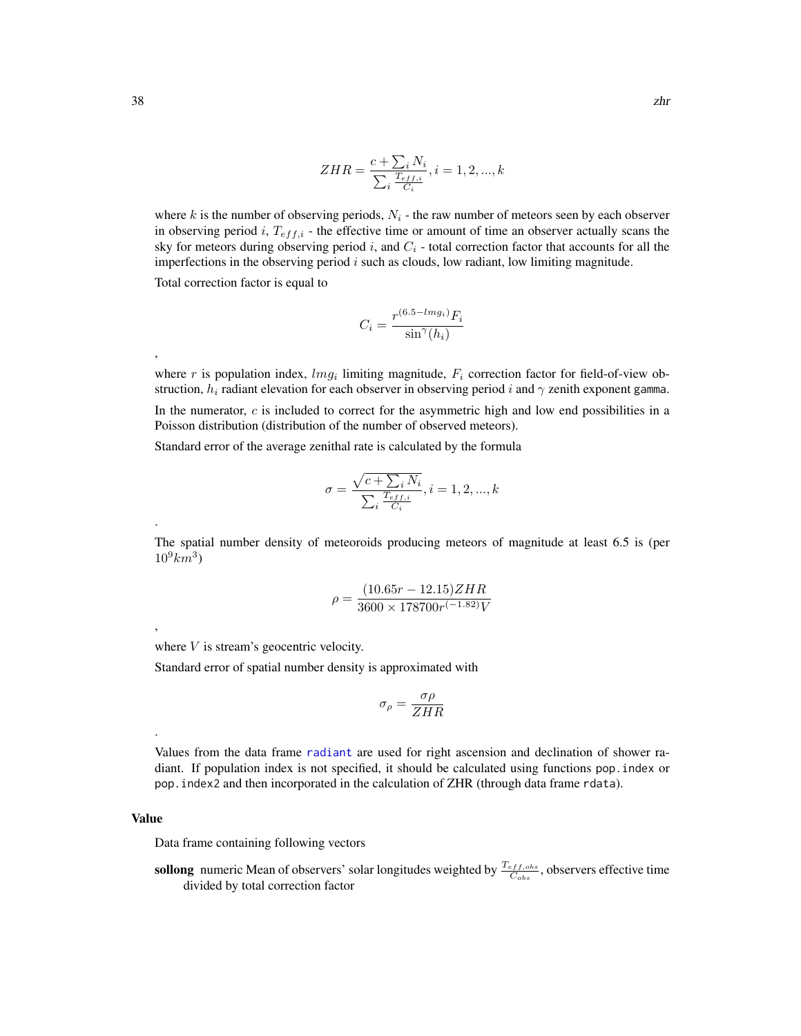$$ZHR = \frac{c + \sum_i N_i}{\sum_i \frac{T_{eff,i}}{C_i}}, i = 1, 2, ..., k$$

where $k$ is the number of observing periods, $N_i$ - the raw number of meteors seen by each observer in observing period $i$, $T_{eff,i}$ - the effective time or amount of time an observer actually scans the sky for meteors during observing period $i$, and $C_i$ - total correction factor that accounts for all the imperfections in the observing period $i$ such as clouds, low radiant, low limiting magnitude.

Total correction factor is equal to

$$C_i = \frac{r^{(6.5 - lmg_i)} F_i}{\sin^{\gamma}(h_i)}$$

,

where $r$ is population index, $lmg_i$ limiting magnitude, $F_i$ correction factor for field-of-view obstruction, $h_i$ radiant elevation for each observer in observing period $i$ and $\gamma$ zenith exponent gamma.

In the numerator, $c$ is included to correct for the asymmetric high and low end possibilities in a Poisson distribution (distribution of the number of observed meteors).

Standard error of the average zenithal rate is calculated by the formula

$$\sigma = \frac{\sqrt{c + \sum_i N_i}}{\sum_i \frac{T_{eff,i}}{C_i}}, i = 1, 2, ..., k$$

.

The spatial number density of meteoroids producing meteors of magnitude at least 6.5 is (per $10^9 km^3$)

$$\rho = \frac{(10.65r - 12.15) ZHR}{3600 \times 178700 r^{(-1.82)} V}$$

,

where $V$ is stream's geocentric velocity.

Standard error of spatial number density is approximated with

$$\sigma_\rho = \frac{\sigma \rho}{ZHR}$$

.

Values from the data frame radiant are used for right ascension and declination of shower radiant. If population index is not specified, it should be calculated using functions pop.index or pop.index2 and then incorporated in the calculation of ZHR (through data frame rdata).

## Value

Data frame containing following vectors

**sollong** numeric Mean of observers' solar longitudes weighted by $\frac{T_{eff,obs}}{C_{obs}}$, observers effective time divided by total correction factor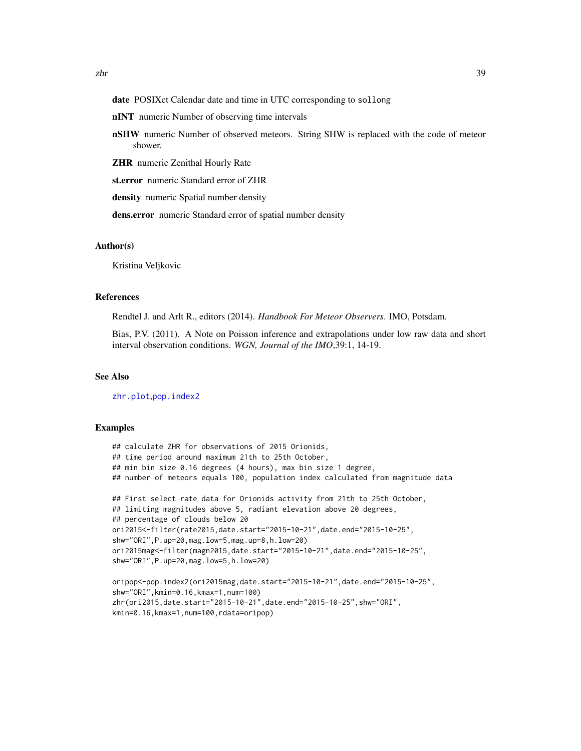**date** POSIXct Calendar date and time in UTC corresponding to `sollong`

**nINT** numeric Number of observing time intervals

**nSHW** numeric Number of observed meteors. String SHW is replaced with the code of meteor shower.

**ZHR** numeric Zenithal Hourly Rate

**st.error** numeric Standard error of ZHR

**density** numeric Spatial number density

**dens.error** numeric Standard error of spatial number density

### Author(s)

Kristina Veljkovic

### References

Rendtel J. and Arlt R., editors (2014). *Handbook For Meteor Observers*. IMO, Potsdam.

Bias, P.V. (2011). A Note on Poisson inference and extrapolations under low raw data and short interval observation conditions. *WGN, Journal of the IMO*,39:1, 14-19.

### See Also

`zhr.plot`,`pop.index2`

### Examples

```
## calculate ZHR for observations of 2015 Orionids,
## time period around maximum 21th to 25th October,
## min bin size 0.16 degrees (4 hours), max bin size 1 degree,
## number of meteors equals 100, population index calculated from magnitude data

## First select rate data for Orionids activity from 21th to 25th October,
## limiting magnitudes above 5, radiant elevation above 20 degrees,
## percentage of clouds below 20
ori2015<-filter(rate2015,date.start="2015-10-21",date.end="2015-10-25",
shw="ORI",P.up=20,mag.low=5,mag.up=8,h.low=20)
ori2015mag<-filter(magn2015,date.start="2015-10-21",date.end="2015-10-25",
shw="ORI",P.up=20,mag.low=5,h.low=20)

oripop<-pop.index2(ori2015mag,date.start="2015-10-21",date.end="2015-10-25",
shw="ORI",kmin=0.16,kmax=1,num=100)
zhr(ori2015,date.start="2015-10-21",date.end="2015-10-25",shw="ORI",
kmin=0.16,kmax=1,num=100,rdata=oripop)
```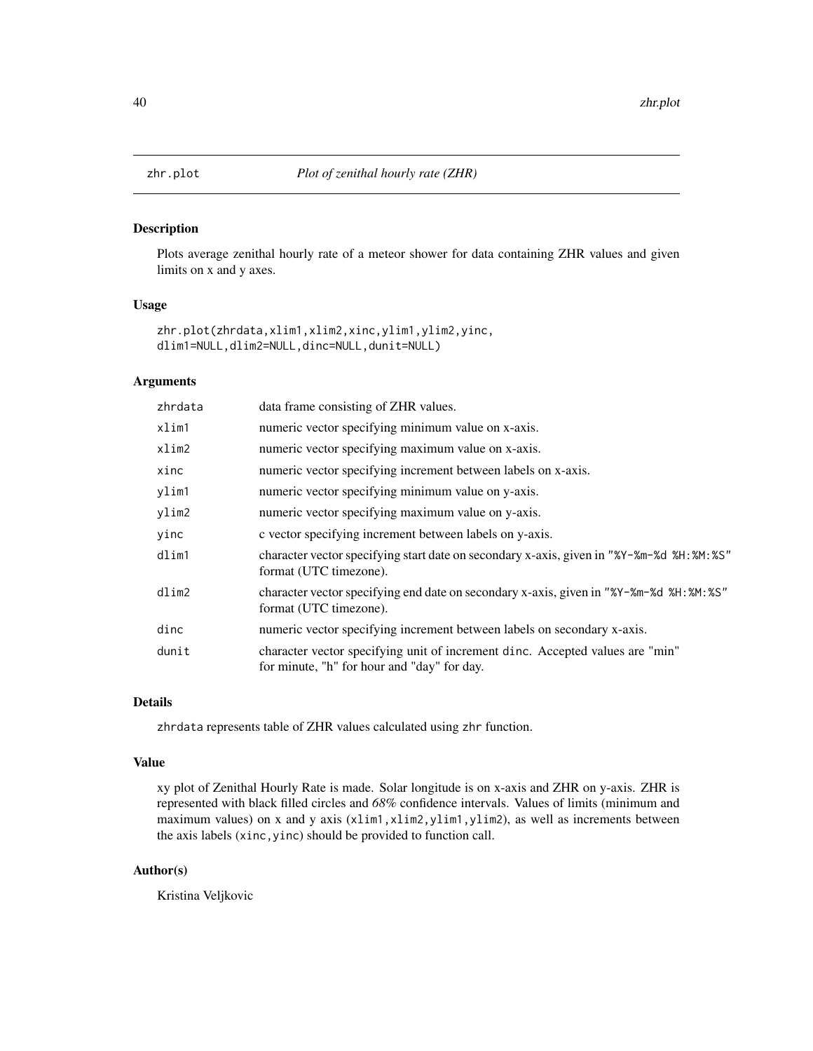zhr.plot *Plot of zenithal hourly rate (ZHR)*

## Description

Plots average zenithal hourly rate of a meteor shower for data containing ZHR values and given limits on x and y axes.

## Usage

```
zhr.plot(zhrdata,xlim1,xlim2,xinc,ylim1,ylim2,yinc,
dlim1=NULL,dlim2=NULL,dinc=NULL,dunit=NULL)
```

## Arguments

| | |
|---|---|
| zhrdata | data frame consisting of ZHR values. |
| xlim1 | numeric vector specifying minimum value on x-axis. |
| xlim2 | numeric vector specifying maximum value on x-axis. |
| xinc | numeric vector specifying increment between labels on x-axis. |
| ylim1 | numeric vector specifying minimum value on y-axis. |
| ylim2 | numeric vector specifying maximum value on y-axis. |
| yinc | c vector specifying increment between labels on y-axis. |
| dlim1 | character vector specifying start date on secondary x-axis, given in "%Y-%m-%d %H:%M:%S" format (UTC timezone). |
| dlim2 | character vector specifying end date on secondary x-axis, given in "%Y-%m-%d %H:%M:%S" format (UTC timezone). |
| dinc | numeric vector specifying increment between labels on secondary x-axis. |
| dunit | character vector specifying unit of increment dinc. Accepted values are "min" for minute, "h" for hour and "day" for day. |

## Details

zhrdata represents table of ZHR values calculated using zhr function.

## Value

xy plot of Zenithal Hourly Rate is made. Solar longitude is on x-axis and ZHR on y-axis. ZHR is represented with black filled circles and *68%* confidence intervals. Values of limits (minimum and maximum values) on x and y axis (xlim1,xlim2,ylim1,ylim2), as well as increments between the axis labels (xinc,yinc) should be provided to function call.

## Author(s)

Kristina Veljkovic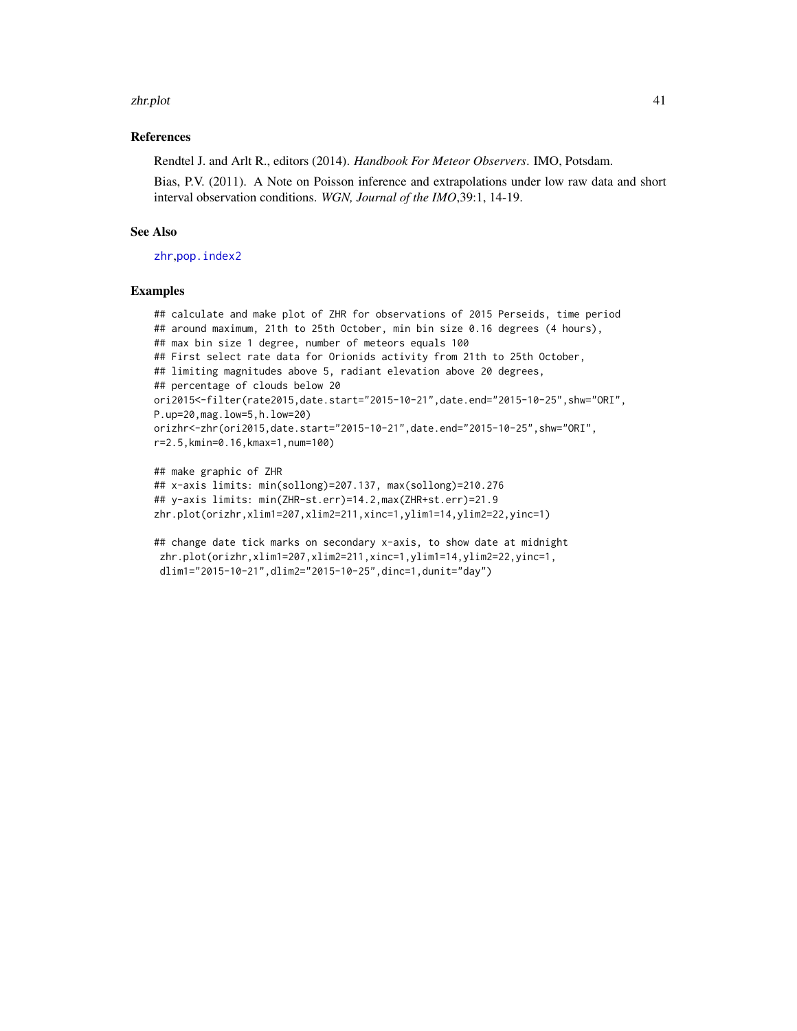## References

Rendtel J. and Arlt R., editors (2014). *Handbook For Meteor Observers*. IMO, Potsdam.

Bias, P.V. (2011). A Note on Poisson inference and extrapolations under low raw data and short interval observation conditions. *WGN, Journal of the IMO*,39:1, 14-19.

## See Also

zhr,pop.index2

## Examples

```
## calculate and make plot of ZHR for observations of 2015 Perseids, time period
## around maximum, 21th to 25th October, min bin size 0.16 degrees (4 hours),
## max bin size 1 degree, number of meteors equals 100
## First select rate data for Orionids activity from 21th to 25th October,
## limiting magnitudes above 5, radiant elevation above 20 degrees,
## percentage of clouds below 20
ori2015<-filter(rate2015,date.start="2015-10-21",date.end="2015-10-25",shw="ORI",
P.up=20,mag.low=5,h.low=20)
orizhr<-zhr(ori2015,date.start="2015-10-21",date.end="2015-10-25",shw="ORI",
r=2.5,kmin=0.16,kmax=1,num=100)

## make graphic of ZHR
## x-axis limits: min(sollong)=207.137, max(sollong)=210.276
## y-axis limits: min(ZHR-st.err)=14.2,max(ZHR+st.err)=21.9
zhr.plot(orizhr,xlim1=207,xlim2=211,xinc=1,ylim1=14,ylim2=22,yinc=1)

## change date tick marks on secondary x-axis, to show date at midnight
 zhr.plot(orizhr,xlim1=207,xlim2=211,xinc=1,ylim1=14,ylim2=22,yinc=1,
 dlim1="2015-10-21",dlim2="2015-10-25",dinc=1,dunit="day")
```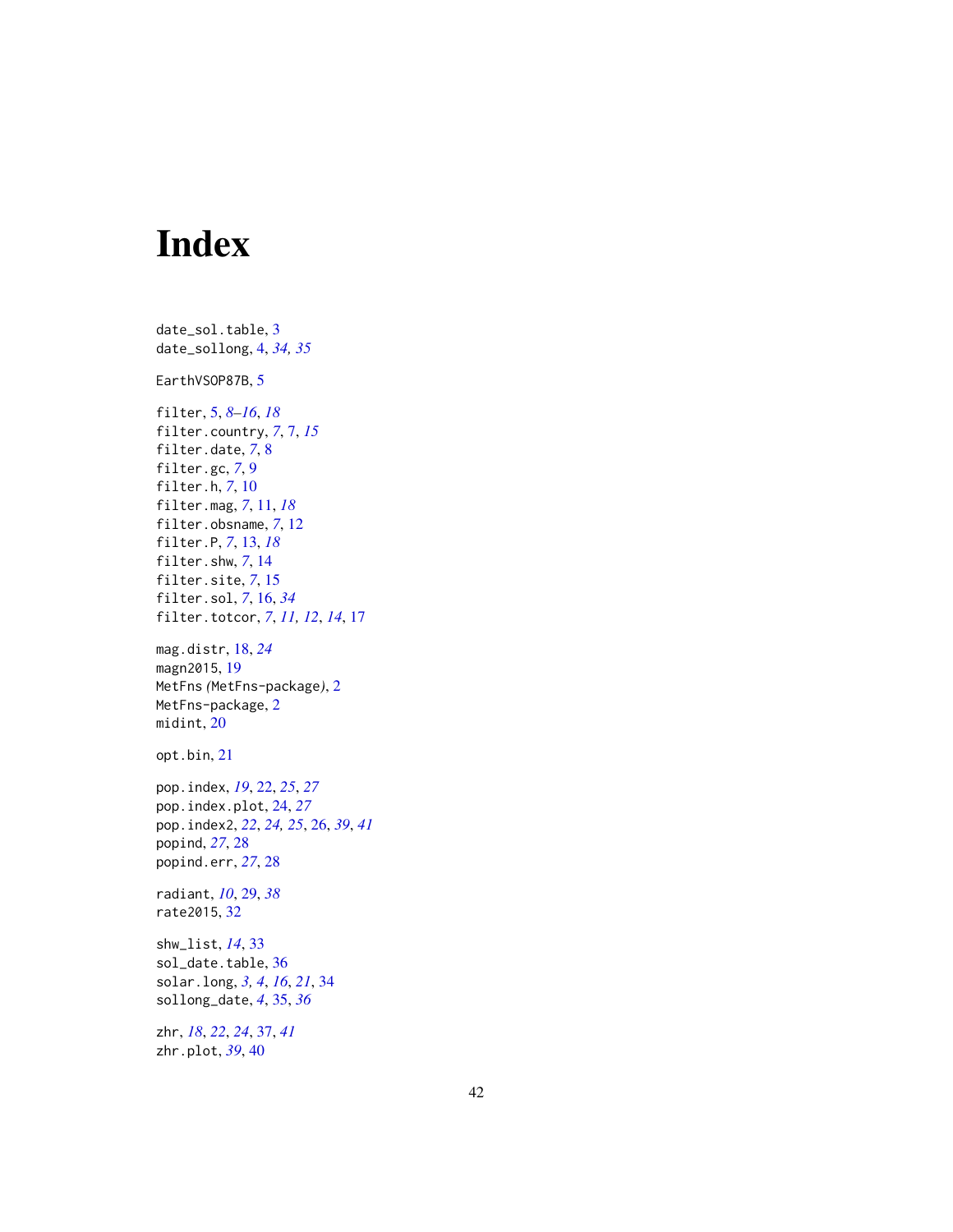# Index

date_sol.table, 3
date_sollong, 4, *34, 35*

EarthVSOP87B, 5

filter, 5, *8–16*, *18*
filter.country, *7*, 7, *15*
filter.date, *7*, 8
filter.gc, *7*, 9
filter.h, *7*, 10
filter.mag, *7*, 11, *18*
filter.obsname, *7*, 12
filter.P, *7*, 13, *18*
filter.shw, *7*, 14
filter.site, *7*, 15
filter.sol, *7*, 16, *34*
filter.totcor, *7*, *11, 12*, *14*, 17

mag.distr, 18, *24*
magn2015, 19
MetFns *(*MetFns-package*)*, 2
MetFns-package, 2
midint, 20

opt.bin, 21

pop.index, *19*, 22, *25*, *27*
pop.index.plot, 24, *27*
pop.index2, *22*, *24, 25*, 26, *39*, *41*
popind, *27*, 28
popind.err, *27*, 28

radiant, *10*, 29, *38*
rate2015, 32

shw_list, *14*, 33
sol_date.table, 36
solar.long, *3, 4*, *16*, *21*, 34
sollong_date, *4*, 35, *36*

zhr, *18*, *22*, *24*, 37, *41*
zhr.plot, *39*, 40